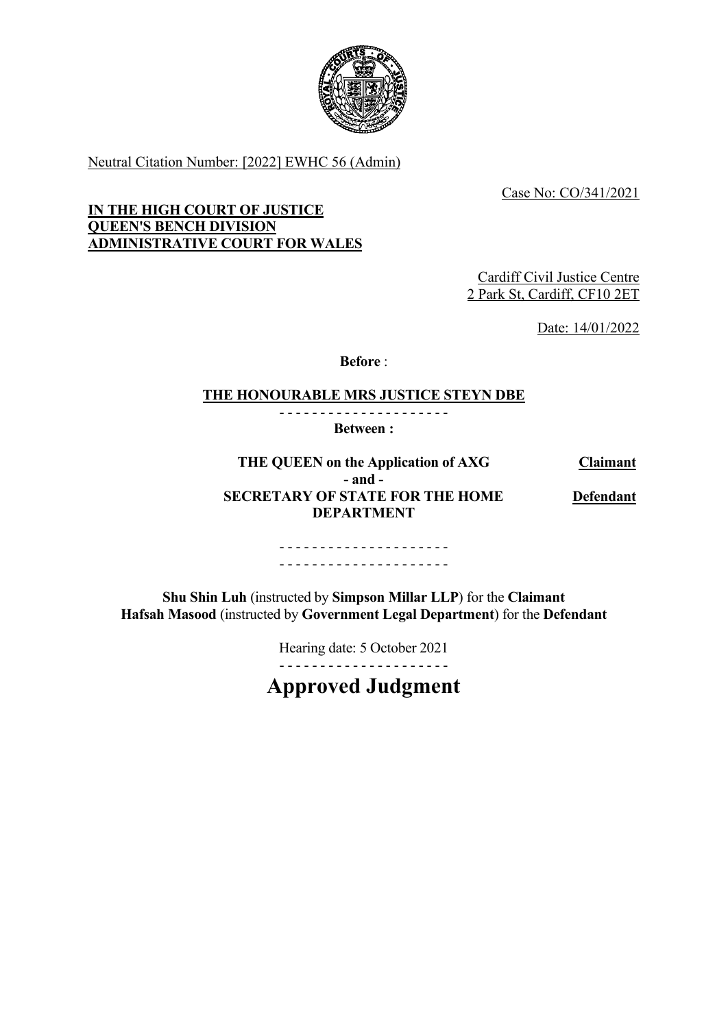Neutral Citation Number: [2022] EWHC 56 (Admin)

Case No: CO/341/2021

**IN THE HIGH COURT OF JUSTICE**
**QUEEN'S BENCH DIVISION**
**ADMINISTRATIVE COURT FOR WALES**

Cardiff Civil Justice Centre
2 Park St, Cardiff, CF10 2ET

Date: 14/01/2022

**Before** :

**THE HONOURABLE MRS JUSTICE STEYN DBE**

- - - - - - - - - - - - - - - - - - - - -

**Between :**

| | |
|---|---|
| **THE QUEEN on the Application of AXG** | **Claimant** |
| **- and -** | |
| **SECRETARY OF STATE FOR THE HOME DEPARTMENT** | **Defendant** |

- - - - - - - - - - - - - - - - - - - - -
- - - - - - - - - - - - - - - - - - - - -

**Shu Shin Luh** (instructed by **Simpson Millar LLP**) for the **Claimant**
**Hafsah Masood** (instructed by **Government Legal Department**) for the **Defendant**

Hearing date: 5 October 2021

- - - - - - - - - - - - - - - - - - - - -

# Approved Judgment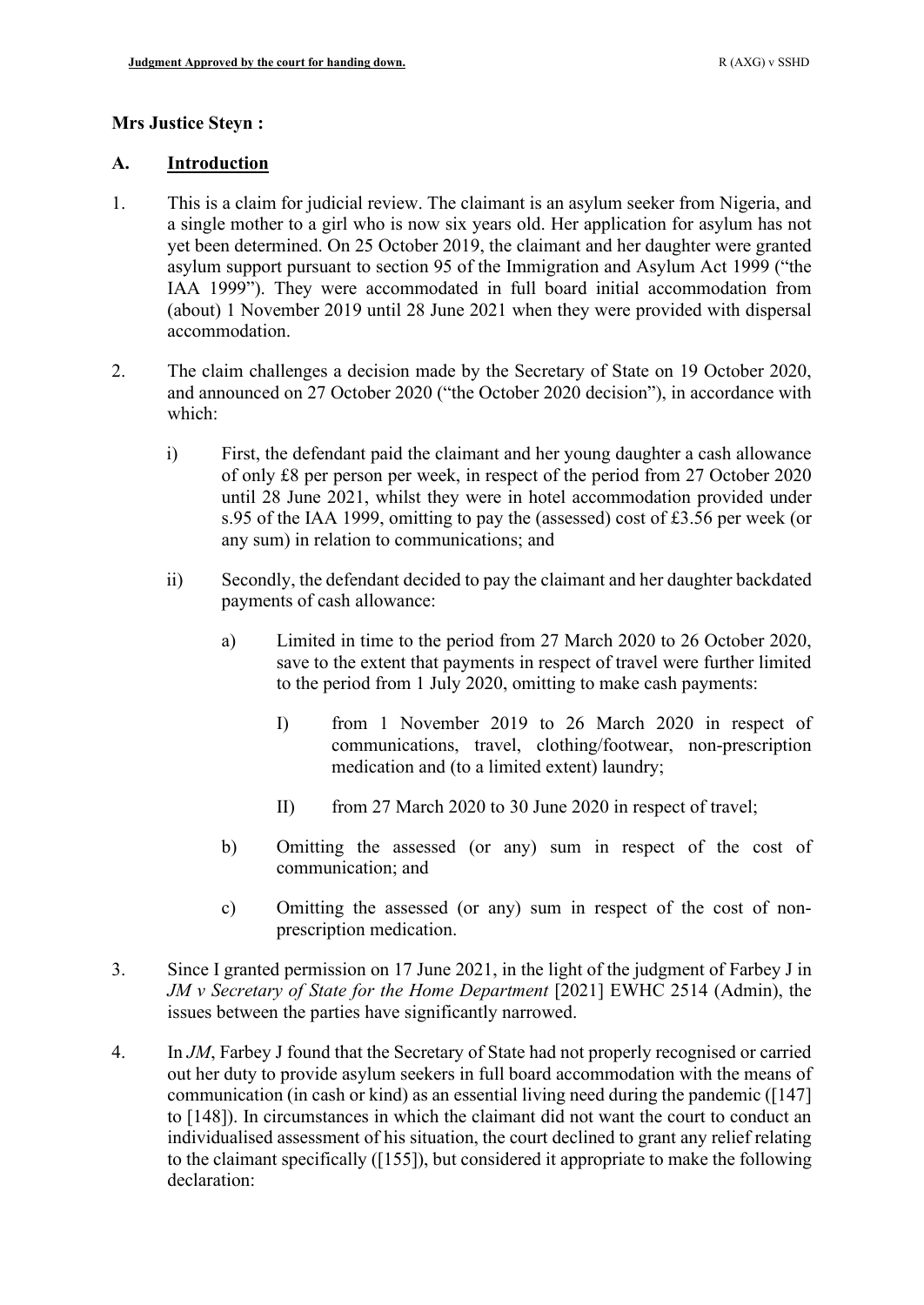**Mrs Justice Steyn :**

## A. Introduction

1. This is a claim for judicial review. The claimant is an asylum seeker from Nigeria, and a single mother to a girl who is now six years old. Her application for asylum has not yet been determined. On 25 October 2019, the claimant and her daughter were granted asylum support pursuant to section 95 of the Immigration and Asylum Act 1999 ("the IAA 1999"). They were accommodated in full board initial accommodation from (about) 1 November 2019 until 28 June 2021 when they were provided with dispersal accommodation.

2. The claim challenges a decision made by the Secretary of State on 19 October 2020, and announced on 27 October 2020 ("the October 2020 decision"), in accordance with which:

   i) First, the defendant paid the claimant and her young daughter a cash allowance of only £8 per person per week, in respect of the period from 27 October 2020 until 28 June 2021, whilst they were in hotel accommodation provided under s.95 of the IAA 1999, omitting to pay the (assessed) cost of £3.56 per week (or any sum) in relation to communications; and

   ii) Secondly, the defendant decided to pay the claimant and her daughter backdated payments of cash allowance:

      a) Limited in time to the period from 27 March 2020 to 26 October 2020, save to the extent that payments in respect of travel were further limited to the period from 1 July 2020, omitting to make cash payments:

         I) from 1 November 2019 to 26 March 2020 in respect of communications, travel, clothing/footwear, non-prescription medication and (to a limited extent) laundry;

         II) from 27 March 2020 to 30 June 2020 in respect of travel;

      b) Omitting the assessed (or any) sum in respect of the cost of communication; and

      c) Omitting the assessed (or any) sum in respect of the cost of non-prescription medication.

3. Since I granted permission on 17 June 2021, in the light of the judgment of Farbey J in *JM v Secretary of State for the Home Department* [2021] EWHC 2514 (Admin), the issues between the parties have significantly narrowed.

4. In *JM*, Farbey J found that the Secretary of State had not properly recognised or carried out her duty to provide asylum seekers in full board accommodation with the means of communication (in cash or kind) as an essential living need during the pandemic ([147] to [148]). In circumstances in which the claimant did not want the court to conduct an individualised assessment of his situation, the court declined to grant any relief relating to the claimant specifically ([155]), but considered it appropriate to make the following declaration: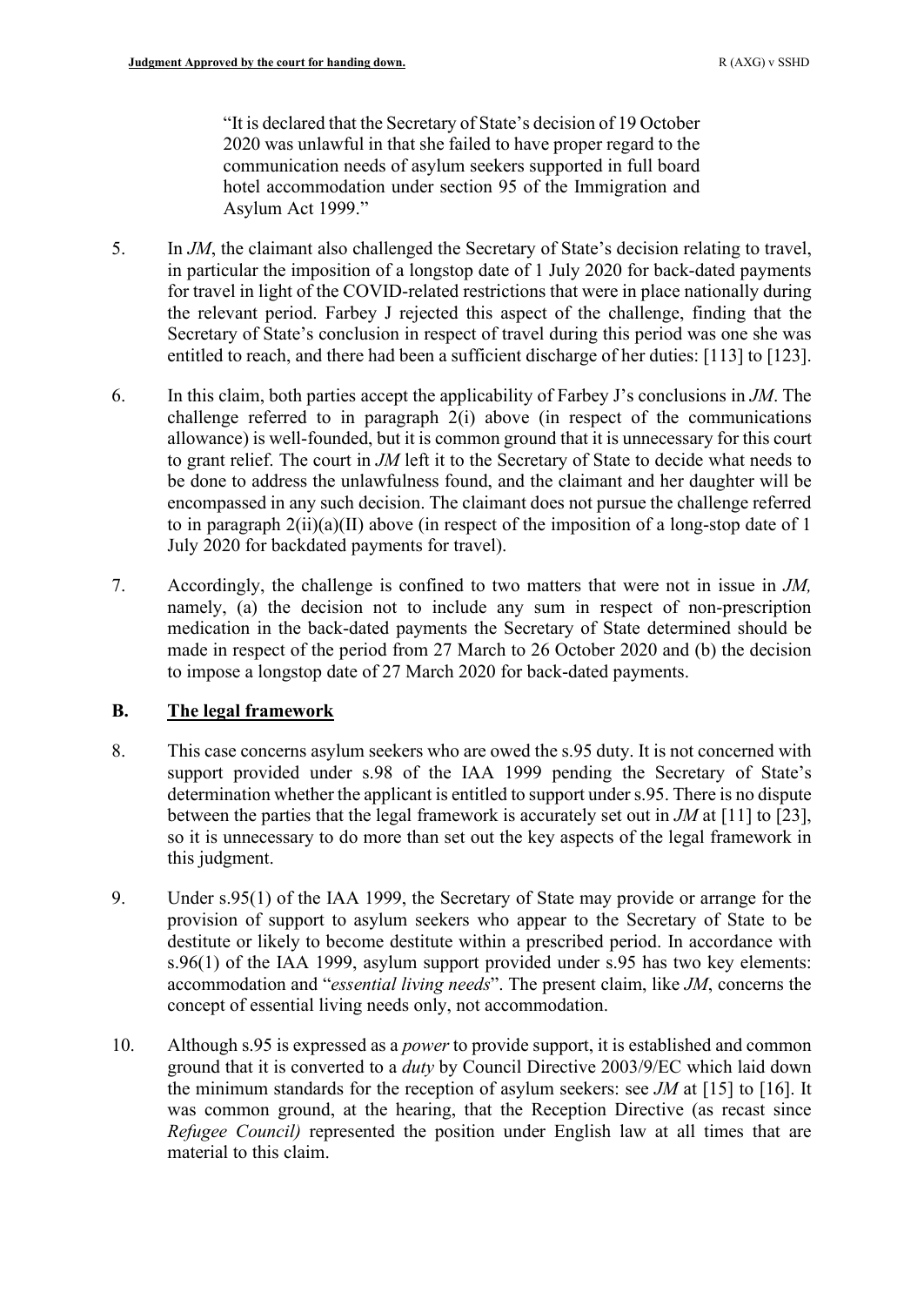> "It is declared that the Secretary of State's decision of 19 October 2020 was unlawful in that she failed to have proper regard to the communication needs of asylum seekers supported in full board hotel accommodation under section 95 of the Immigration and Asylum Act 1999."

5. In *JM*, the claimant also challenged the Secretary of State's decision relating to travel, in particular the imposition of a longstop date of 1 July 2020 for back-dated payments for travel in light of the COVID-related restrictions that were in place nationally during the relevant period. Farbey J rejected this aspect of the challenge, finding that the Secretary of State's conclusion in respect of travel during this period was one she was entitled to reach, and there had been a sufficient discharge of her duties: [113] to [123].

6. In this claim, both parties accept the applicability of Farbey J's conclusions in *JM*. The challenge referred to in paragraph 2(i) above (in respect of the communications allowance) is well-founded, but it is common ground that it is unnecessary for this court to grant relief. The court in *JM* left it to the Secretary of State to decide what needs to be done to address the unlawfulness found, and the claimant and her daughter will be encompassed in any such decision. The claimant does not pursue the challenge referred to in paragraph 2(ii)(a)(II) above (in respect of the imposition of a long-stop date of 1 July 2020 for backdated payments for travel).

7. Accordingly, the challenge is confined to two matters that were not in issue in *JM,* namely, (a) the decision not to include any sum in respect of non-prescription medication in the back-dated payments the Secretary of State determined should be made in respect of the period from 27 March to 26 October 2020 and (b) the decision to impose a longstop date of 27 March 2020 for back-dated payments.

## B. <u>The legal framework</u>

8. This case concerns asylum seekers who are owed the s.95 duty. It is not concerned with support provided under s.98 of the IAA 1999 pending the Secretary of State's determination whether the applicant is entitled to support under s.95. There is no dispute between the parties that the legal framework is accurately set out in *JM* at [11] to [23], so it is unnecessary to do more than set out the key aspects of the legal framework in this judgment.

9. Under s.95(1) of the IAA 1999, the Secretary of State may provide or arrange for the provision of support to asylum seekers who appear to the Secretary of State to be destitute or likely to become destitute within a prescribed period. In accordance with s.96(1) of the IAA 1999, asylum support provided under s.95 has two key elements: accommodation and "*essential living needs*". The present claim, like *JM*, concerns the concept of essential living needs only, not accommodation.

10. Although s.95 is expressed as a *power* to provide support, it is established and common ground that it is converted to a *duty* by Council Directive 2003/9/EC which laid down the minimum standards for the reception of asylum seekers: see *JM* at [15] to [16]. It was common ground, at the hearing, that the Reception Directive (as recast since *Refugee Council)* represented the position under English law at all times that are material to this claim.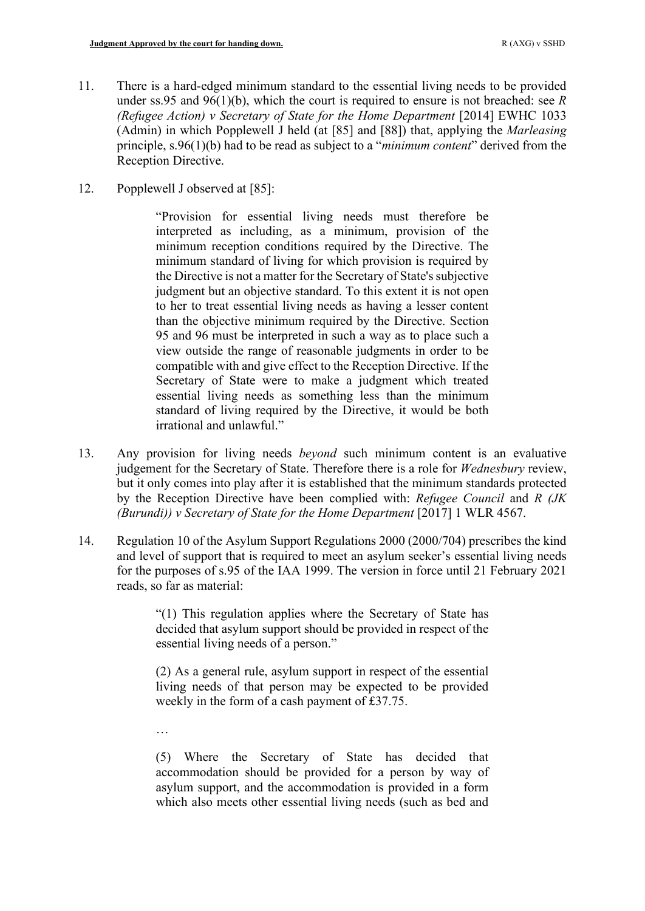11. There is a hard-edged minimum standard to the essential living needs to be provided under ss.95 and 96(1)(b), which the court is required to ensure is not breached: see *R (Refugee Action) v Secretary of State for the Home Department* [2014] EWHC 1033 (Admin) in which Popplewell J held (at [85] and [88]) that, applying the *Marleasing* principle, s.96(1)(b) had to be read as subject to a "*minimum content*" derived from the Reception Directive.

12. Popplewell J observed at [85]:

> "Provision for essential living needs must therefore be interpreted as including, as a minimum, provision of the minimum reception conditions required by the Directive. The minimum standard of living for which provision is required by the Directive is not a matter for the Secretary of State's subjective judgment but an objective standard. To this extent it is not open to her to treat essential living needs as having a lesser content than the objective minimum required by the Directive. Section 95 and 96 must be interpreted in such a way as to place such a view outside the range of reasonable judgments in order to be compatible with and give effect to the Reception Directive. If the Secretary of State were to make a judgment which treated essential living needs as something less than the minimum standard of living required by the Directive, it would be both irrational and unlawful."

13. Any provision for living needs *beyond* such minimum content is an evaluative judgement for the Secretary of State. Therefore there is a role for *Wednesbury* review, but it only comes into play after it is established that the minimum standards protected by the Reception Directive have been complied with: *Refugee Council* and *R (JK (Burundi)) v Secretary of State for the Home Department* [2017] 1 WLR 4567.

14. Regulation 10 of the Asylum Support Regulations 2000 (2000/704) prescribes the kind and level of support that is required to meet an asylum seeker's essential living needs for the purposes of s.95 of the IAA 1999. The version in force until 21 February 2021 reads, so far as material:

> "(1) This regulation applies where the Secretary of State has decided that asylum support should be provided in respect of the essential living needs of a person."
>
> (2) As a general rule, asylum support in respect of the essential living needs of that person may be expected to be provided weekly in the form of a cash payment of £37.75.
>
> …
>
> (5) Where the Secretary of State has decided that accommodation should be provided for a person by way of asylum support, and the accommodation is provided in a form which also meets other essential living needs (such as bed and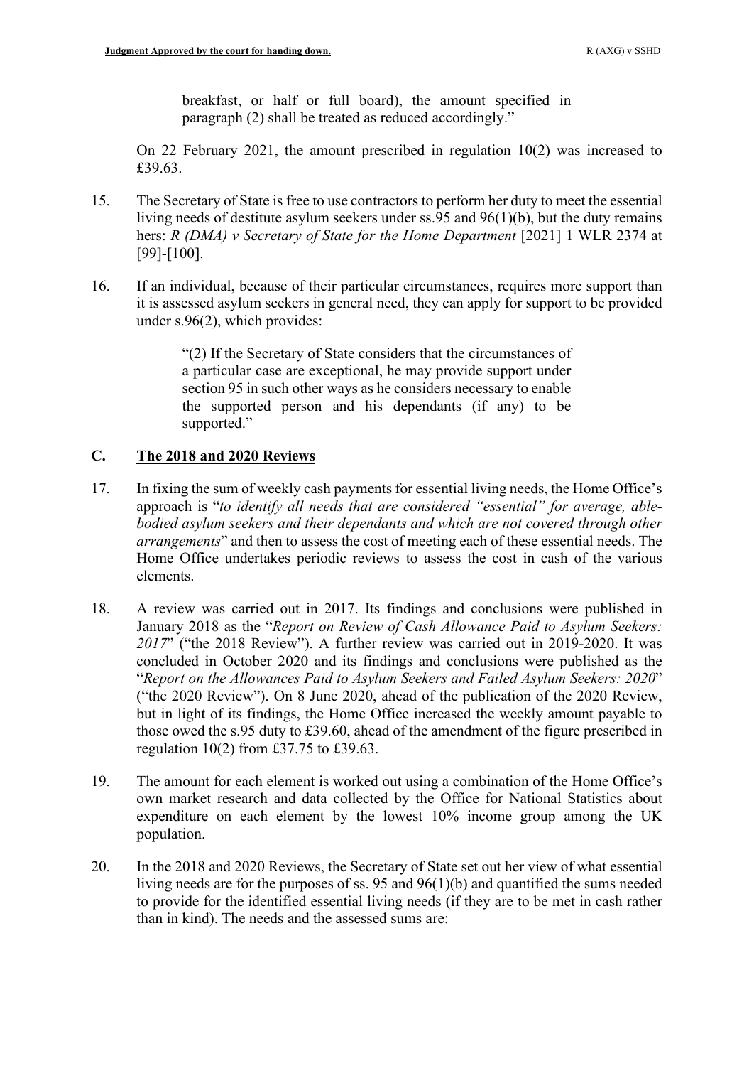breakfast, or half or full board), the amount specified in paragraph (2) shall be treated as reduced accordingly."

On 22 February 2021, the amount prescribed in regulation 10(2) was increased to £39.63.

15. The Secretary of State is free to use contractors to perform her duty to meet the essential living needs of destitute asylum seekers under ss.95 and 96(1)(b), but the duty remains hers: *R (DMA) v Secretary of State for the Home Department* [2021] 1 WLR 2374 at [99]-[100].

16. If an individual, because of their particular circumstances, requires more support than it is assessed asylum seekers in general need, they can apply for support to be provided under s.96(2), which provides:

> "(2) If the Secretary of State considers that the circumstances of a particular case are exceptional, he may provide support under section 95 in such other ways as he considers necessary to enable the supported person and his dependants (if any) to be supported."

## C. The 2018 and 2020 Reviews

17. In fixing the sum of weekly cash payments for essential living needs, the Home Office's approach is "*to identify all needs that are considered "essential" for average, able-bodied asylum seekers and their dependants and which are not covered through other arrangements*" and then to assess the cost of meeting each of these essential needs. The Home Office undertakes periodic reviews to assess the cost in cash of the various elements.

18. A review was carried out in 2017. Its findings and conclusions were published in January 2018 as the "*Report on Review of Cash Allowance Paid to Asylum Seekers: 2017*" ("the 2018 Review"). A further review was carried out in 2019-2020. It was concluded in October 2020 and its findings and conclusions were published as the "*Report on the Allowances Paid to Asylum Seekers and Failed Asylum Seekers: 2020*" ("the 2020 Review"). On 8 June 2020, ahead of the publication of the 2020 Review, but in light of its findings, the Home Office increased the weekly amount payable to those owed the s.95 duty to £39.60, ahead of the amendment of the figure prescribed in regulation 10(2) from £37.75 to £39.63.

19. The amount for each element is worked out using a combination of the Home Office's own market research and data collected by the Office for National Statistics about expenditure on each element by the lowest 10% income group among the UK population.

20. In the 2018 and 2020 Reviews, the Secretary of State set out her view of what essential living needs are for the purposes of ss. 95 and 96(1)(b) and quantified the sums needed to provide for the identified essential living needs (if they are to be met in cash rather than in kind). The needs and the assessed sums are: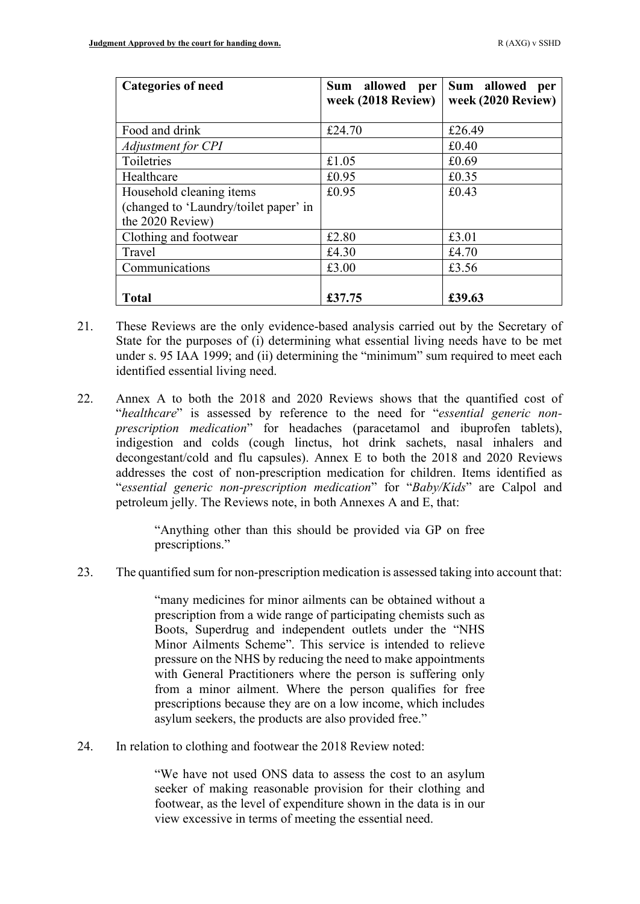| Categories of need | Sum allowed per week (2018 Review) | Sum allowed per week (2020 Review) |
|---|---|---|
| Food and drink | £24.70 | £26.49 |
| *Adjustment for CPI* | | £0.40 |
| Toiletries | £1.05 | £0.69 |
| Healthcare | £0.95 | £0.35 |
| Household cleaning items (changed to 'Laundry/toilet paper' in the 2020 Review) | £0.95 | £0.43 |
| Clothing and footwear | £2.80 | £3.01 |
| Travel | £4.30 | £4.70 |
| Communications | £3.00 | £3.56 |
| **Total** | **£37.75** | **£39.63** |

21. These Reviews are the only evidence-based analysis carried out by the Secretary of State for the purposes of (i) determining what essential living needs have to be met under s. 95 IAA 1999; and (ii) determining the "minimum" sum required to meet each identified essential living need.

22. Annex A to both the 2018 and 2020 Reviews shows that the quantified cost of "*healthcare*" is assessed by reference to the need for "*essential generic non-prescription medication*" for headaches (paracetamol and ibuprofen tablets), indigestion and colds (cough linctus, hot drink sachets, nasal inhalers and decongestant/cold and flu capsules). Annex E to both the 2018 and 2020 Reviews addresses the cost of non-prescription medication for children. Items identified as "*essential generic non-prescription medication*" for "*Baby/Kids*" are Calpol and petroleum jelly. The Reviews note, in both Annexes A and E, that:

> "Anything other than this should be provided via GP on free prescriptions."

23. The quantified sum for non-prescription medication is assessed taking into account that:

> "many medicines for minor ailments can be obtained without a prescription from a wide range of participating chemists such as Boots, Superdrug and independent outlets under the "NHS Minor Ailments Scheme". This service is intended to relieve pressure on the NHS by reducing the need to make appointments with General Practitioners where the person is suffering only from a minor ailment. Where the person qualifies for free prescriptions because they are on a low income, which includes asylum seekers, the products are also provided free."

24. In relation to clothing and footwear the 2018 Review noted:

> "We have not used ONS data to assess the cost to an asylum seeker of making reasonable provision for their clothing and footwear, as the level of expenditure shown in the data is in our view excessive in terms of meeting the essential need.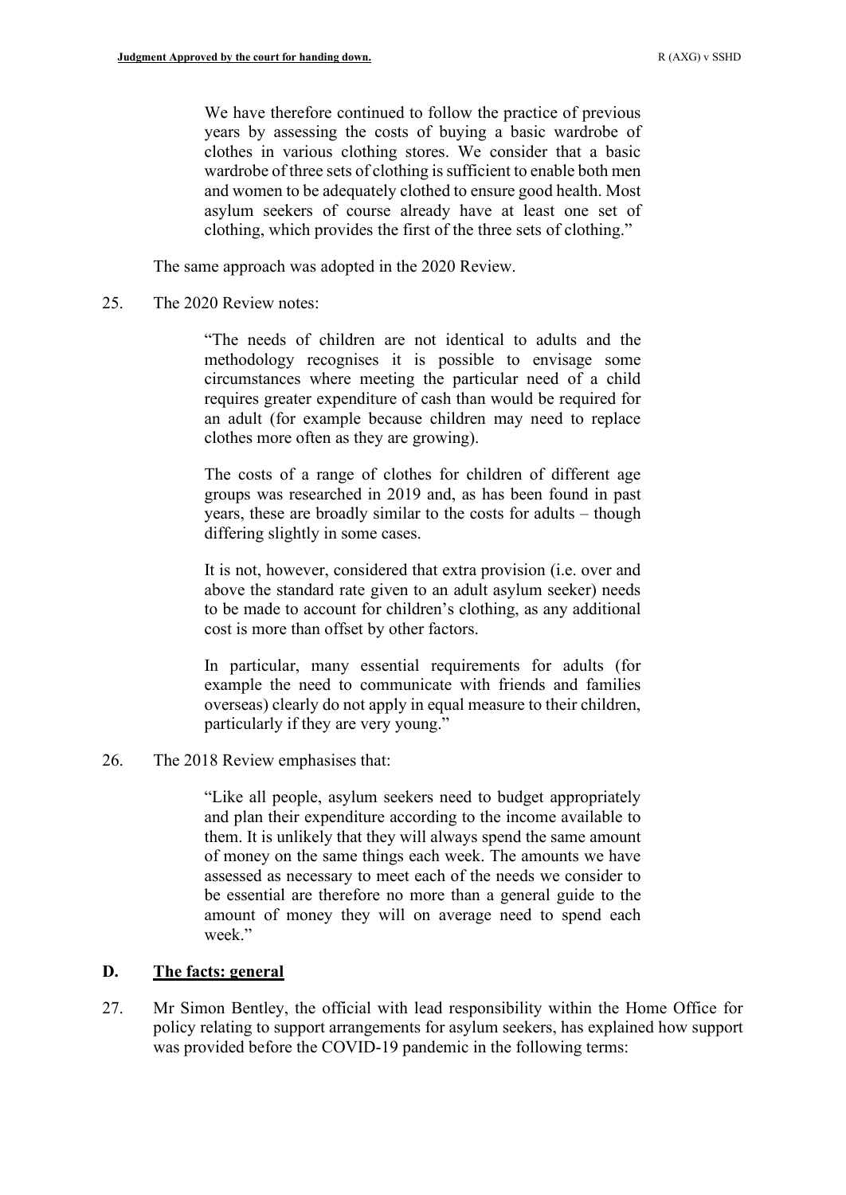> We have therefore continued to follow the practice of previous years by assessing the costs of buying a basic wardrobe of clothes in various clothing stores. We consider that a basic wardrobe of three sets of clothing is sufficient to enable both men and women to be adequately clothed to ensure good health. Most asylum seekers of course already have at least one set of clothing, which provides the first of the three sets of clothing."

The same approach was adopted in the 2020 Review.

25. The 2020 Review notes:

> "The needs of children are not identical to adults and the methodology recognises it is possible to envisage some circumstances where meeting the particular need of a child requires greater expenditure of cash than would be required for an adult (for example because children may need to replace clothes more often as they are growing).
>
> The costs of a range of clothes for children of different age groups was researched in 2019 and, as has been found in past years, these are broadly similar to the costs for adults – though differing slightly in some cases.
>
> It is not, however, considered that extra provision (i.e. over and above the standard rate given to an adult asylum seeker) needs to be made to account for children's clothing, as any additional cost is more than offset by other factors.
>
> In particular, many essential requirements for adults (for example the need to communicate with friends and families overseas) clearly do not apply in equal measure to their children, particularly if they are very young."

26. The 2018 Review emphasises that:

> "Like all people, asylum seekers need to budget appropriately and plan their expenditure according to the income available to them. It is unlikely that they will always spend the same amount of money on the same things each week. The amounts we have assessed as necessary to meet each of the needs we consider to be essential are therefore no more than a general guide to the amount of money they will on average need to spend each week."

## D. The facts: general

27. Mr Simon Bentley, the official with lead responsibility within the Home Office for policy relating to support arrangements for asylum seekers, has explained how support was provided before the COVID-19 pandemic in the following terms: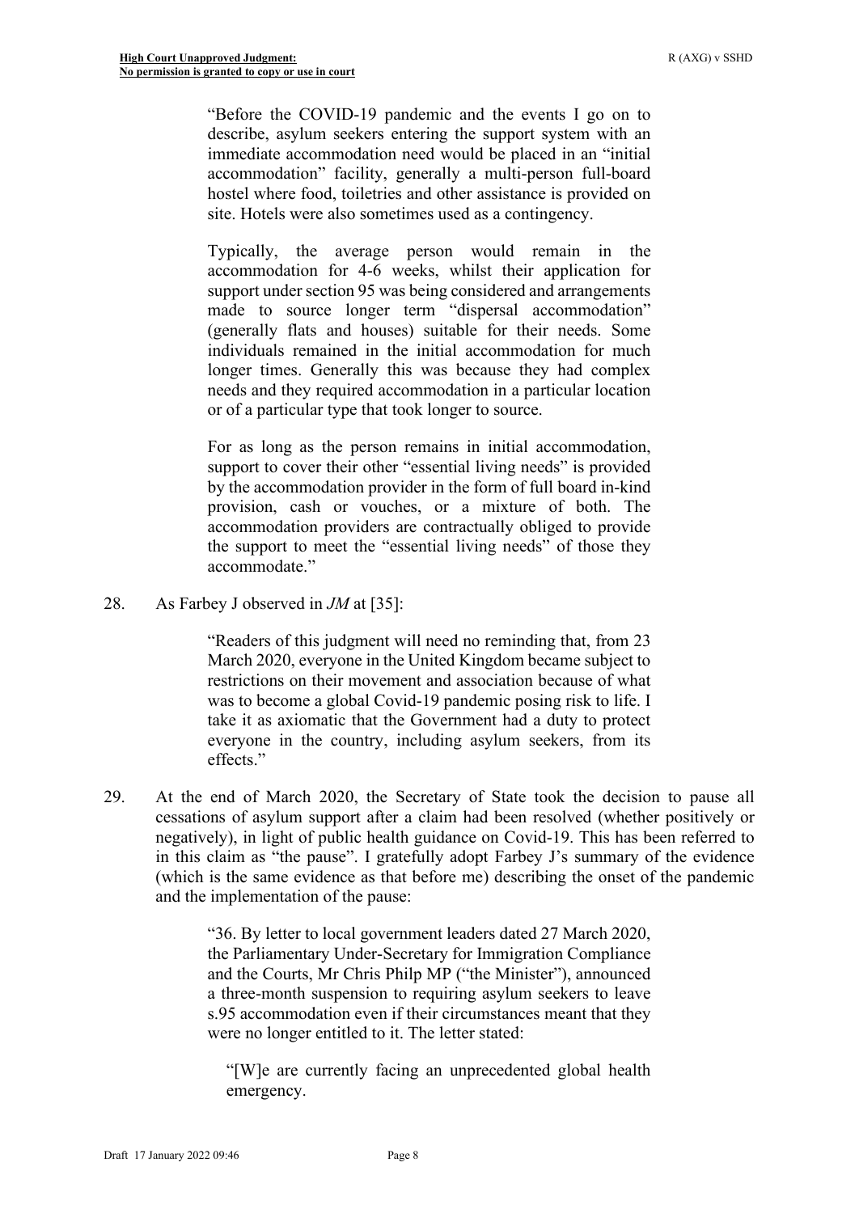> "Before the COVID-19 pandemic and the events I go on to describe, asylum seekers entering the support system with an immediate accommodation need would be placed in an "initial accommodation" facility, generally a multi-person full-board hostel where food, toiletries and other assistance is provided on site. Hotels were also sometimes used as a contingency.
>
> Typically, the average person would remain in the accommodation for 4-6 weeks, whilst their application for support under section 95 was being considered and arrangements made to source longer term "dispersal accommodation" (generally flats and houses) suitable for their needs. Some individuals remained in the initial accommodation for much longer times. Generally this was because they had complex needs and they required accommodation in a particular location or of a particular type that took longer to source.
>
> For as long as the person remains in initial accommodation, support to cover their other "essential living needs" is provided by the accommodation provider in the form of full board in-kind provision, cash or vouches, or a mixture of both. The accommodation providers are contractually obliged to provide the support to meet the "essential living needs" of those they accommodate."

28. As Farbey J observed in *JM* at [35]:

> "Readers of this judgment will need no reminding that, from 23 March 2020, everyone in the United Kingdom became subject to restrictions on their movement and association because of what was to become a global Covid-19 pandemic posing risk to life. I take it as axiomatic that the Government had a duty to protect everyone in the country, including asylum seekers, from its effects."

29. At the end of March 2020, the Secretary of State took the decision to pause all cessations of asylum support after a claim had been resolved (whether positively or negatively), in light of public health guidance on Covid-19. This has been referred to in this claim as "the pause". I gratefully adopt Farbey J's summary of the evidence (which is the same evidence as that before me) describing the onset of the pandemic and the implementation of the pause:

> "36. By letter to local government leaders dated 27 March 2020, the Parliamentary Under-Secretary for Immigration Compliance and the Courts, Mr Chris Philp MP ("the Minister"), announced a three-month suspension to requiring asylum seekers to leave s.95 accommodation even if their circumstances meant that they were no longer entitled to it. The letter stated:
>
> > "[W]e are currently facing an unprecedented global health emergency.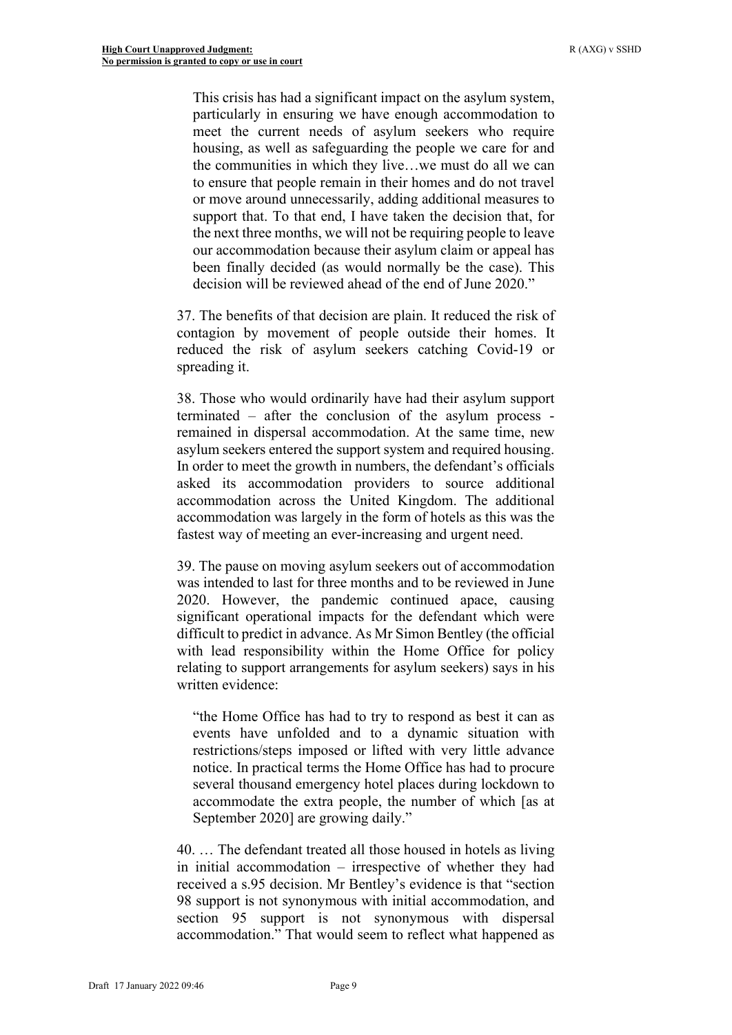> This crisis has had a significant impact on the asylum system, particularly in ensuring we have enough accommodation to meet the current needs of asylum seekers who require housing, as well as safeguarding the people we care for and the communities in which they live…we must do all we can to ensure that people remain in their homes and do not travel or move around unnecessarily, adding additional measures to support that. To that end, I have taken the decision that, for the next three months, we will not be requiring people to leave our accommodation because their asylum claim or appeal has been finally decided (as would normally be the case). This decision will be reviewed ahead of the end of June 2020."

37. The benefits of that decision are plain. It reduced the risk of contagion by movement of people outside their homes. It reduced the risk of asylum seekers catching Covid-19 or spreading it.

38. Those who would ordinarily have had their asylum support terminated – after the conclusion of the asylum process - remained in dispersal accommodation. At the same time, new asylum seekers entered the support system and required housing. In order to meet the growth in numbers, the defendant's officials asked its accommodation providers to source additional accommodation across the United Kingdom. The additional accommodation was largely in the form of hotels as this was the fastest way of meeting an ever-increasing and urgent need.

39. The pause on moving asylum seekers out of accommodation was intended to last for three months and to be reviewed in June 2020. However, the pandemic continued apace, causing significant operational impacts for the defendant which were difficult to predict in advance. As Mr Simon Bentley (the official with lead responsibility within the Home Office for policy relating to support arrangements for asylum seekers) says in his written evidence:

> "the Home Office has had to try to respond as best it can as events have unfolded and to a dynamic situation with restrictions/steps imposed or lifted with very little advance notice. In practical terms the Home Office has had to procure several thousand emergency hotel places during lockdown to accommodate the extra people, the number of which [as at September 2020] are growing daily."

40. … The defendant treated all those housed in hotels as living in initial accommodation – irrespective of whether they had received a s.95 decision. Mr Bentley's evidence is that "section 98 support is not synonymous with initial accommodation, and section 95 support is not synonymous with dispersal accommodation." That would seem to reflect what happened as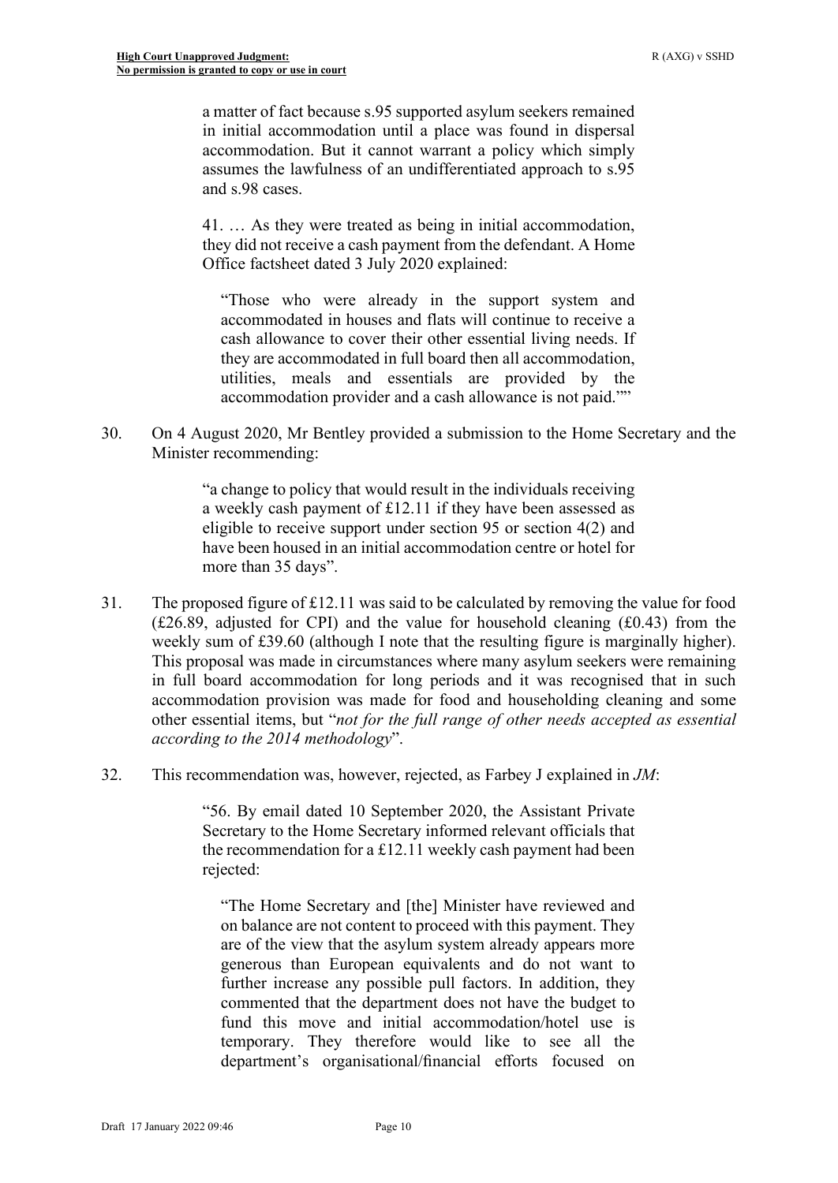> a matter of fact because s.95 supported asylum seekers remained in initial accommodation until a place was found in dispersal accommodation. But it cannot warrant a policy which simply assumes the lawfulness of an undifferentiated approach to s.95 and s.98 cases.
>
> 41. … As they were treated as being in initial accommodation, they did not receive a cash payment from the defendant. A Home Office factsheet dated 3 July 2020 explained:
>
> > "Those who were already in the support system and accommodated in houses and flats will continue to receive a cash allowance to cover their other essential living needs. If they are accommodated in full board then all accommodation, utilities, meals and essentials are provided by the accommodation provider and a cash allowance is not paid.""

30. On 4 August 2020, Mr Bentley provided a submission to the Home Secretary and the Minister recommending:

> "a change to policy that would result in the individuals receiving a weekly cash payment of £12.11 if they have been assessed as eligible to receive support under section 95 or section 4(2) and have been housed in an initial accommodation centre or hotel for more than 35 days".

31. The proposed figure of £12.11 was said to be calculated by removing the value for food (£26.89, adjusted for CPI) and the value for household cleaning (£0.43) from the weekly sum of £39.60 (although I note that the resulting figure is marginally higher). This proposal was made in circumstances where many asylum seekers were remaining in full board accommodation for long periods and it was recognised that in such accommodation provision was made for food and householding cleaning and some other essential items, but "*not for the full range of other needs accepted as essential according to the 2014 methodology*".

32. This recommendation was, however, rejected, as Farbey J explained in *JM*:

> "56. By email dated 10 September 2020, the Assistant Private Secretary to the Home Secretary informed relevant officials that the recommendation for a £12.11 weekly cash payment had been rejected:
>
> > "The Home Secretary and [the] Minister have reviewed and on balance are not content to proceed with this payment. They are of the view that the asylum system already appears more generous than European equivalents and do not want to further increase any possible pull factors. In addition, they commented that the department does not have the budget to fund this move and initial accommodation/hotel use is temporary. They therefore would like to see all the department's organisational/financial efforts focused on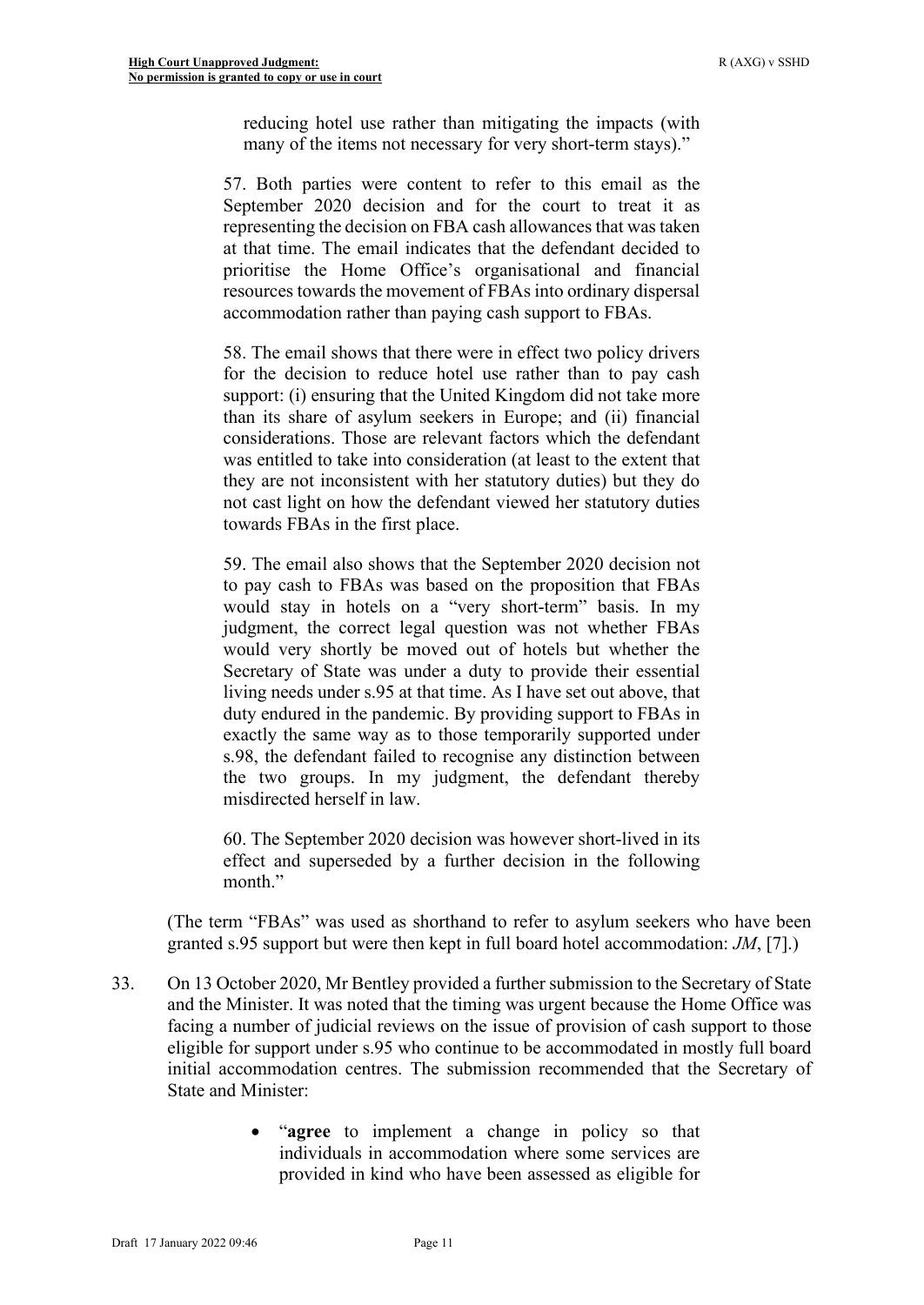> reducing hotel use rather than mitigating the impacts (with many of the items not necessary for very short-term stays)."
>
> 57. Both parties were content to refer to this email as the September 2020 decision and for the court to treat it as representing the decision on FBA cash allowances that was taken at that time. The email indicates that the defendant decided to prioritise the Home Office's organisational and financial resources towards the movement of FBAs into ordinary dispersal accommodation rather than paying cash support to FBAs.
>
> 58. The email shows that there were in effect two policy drivers for the decision to reduce hotel use rather than to pay cash support: (i) ensuring that the United Kingdom did not take more than its share of asylum seekers in Europe; and (ii) financial considerations. Those are relevant factors which the defendant was entitled to take into consideration (at least to the extent that they are not inconsistent with her statutory duties) but they do not cast light on how the defendant viewed her statutory duties towards FBAs in the first place.
>
> 59. The email also shows that the September 2020 decision not to pay cash to FBAs was based on the proposition that FBAs would stay in hotels on a "very short-term" basis. In my judgment, the correct legal question was not whether FBAs would very shortly be moved out of hotels but whether the Secretary of State was under a duty to provide their essential living needs under s.95 at that time. As I have set out above, that duty endured in the pandemic. By providing support to FBAs in exactly the same way as to those temporarily supported under s.98, the defendant failed to recognise any distinction between the two groups. In my judgment, the defendant thereby misdirected herself in law.
>
> 60. The September 2020 decision was however short-lived in its effect and superseded by a further decision in the following month."

(The term "FBAs" was used as shorthand to refer to asylum seekers who have been granted s.95 support but were then kept in full board hotel accommodation: *JM*, [7].)

33. On 13 October 2020, Mr Bentley provided a further submission to the Secretary of State and the Minister. It was noted that the timing was urgent because the Home Office was facing a number of judicial reviews on the issue of provision of cash support to those eligible for support under s.95 who continue to be accommodated in mostly full board initial accommodation centres. The submission recommended that the Secretary of State and Minister:

> - "**agree** to implement a change in policy so that individuals in accommodation where some services are provided in kind who have been assessed as eligible for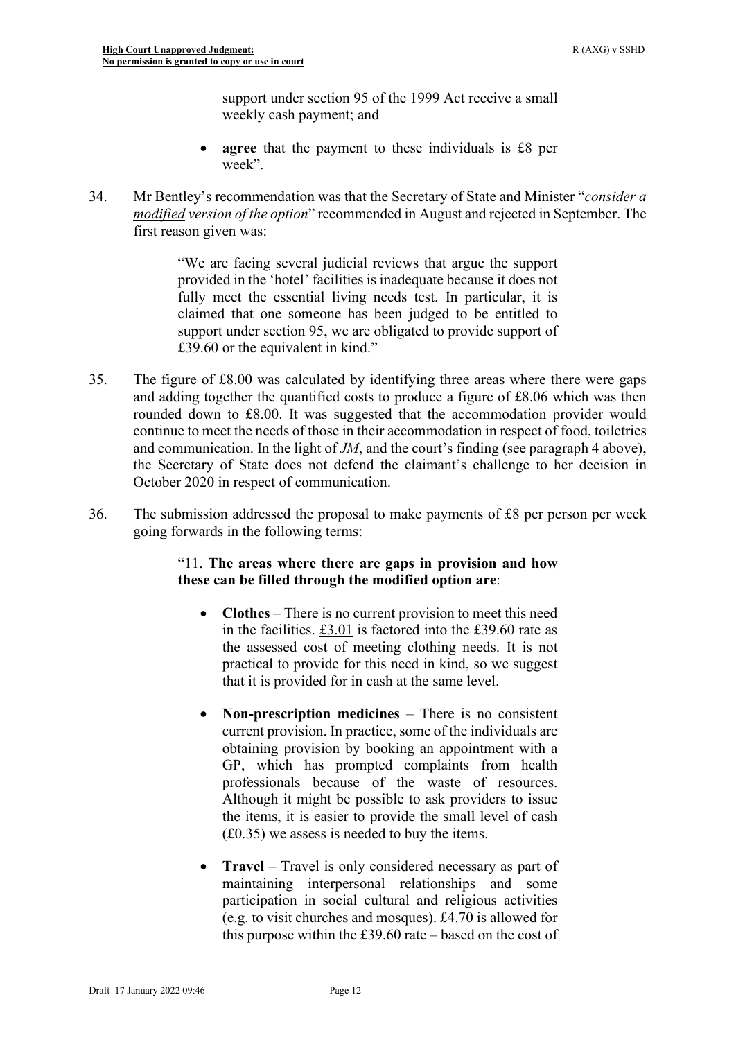support under section 95 of the 1999 Act receive a small weekly cash payment; and

- **agree** that the payment to these individuals is £8 per week".

34. Mr Bentley's recommendation was that the Secretary of State and Minister "*consider a* *modified* *version of the option*" recommended in August and rejected in September. The first reason given was:

> "We are facing several judicial reviews that argue the support provided in the 'hotel' facilities is inadequate because it does not fully meet the essential living needs test. In particular, it is claimed that one someone has been judged to be entitled to support under section 95, we are obligated to provide support of £39.60 or the equivalent in kind."

35. The figure of £8.00 was calculated by identifying three areas where there were gaps and adding together the quantified costs to produce a figure of £8.06 which was then rounded down to £8.00. It was suggested that the accommodation provider would continue to meet the needs of those in their accommodation in respect of food, toiletries and communication. In the light of *JM*, and the court's finding (see paragraph 4 above), the Secretary of State does not defend the claimant's challenge to her decision in October 2020 in respect of communication.

36. The submission addressed the proposal to make payments of £8 per person per week going forwards in the following terms:

> "11. **The areas where there are gaps in provision and how these can be filled through the modified option are**:
>
> - **Clothes** – There is no current provision to meet this need in the facilities. £3.01 is factored into the £39.60 rate as the assessed cost of meeting clothing needs. It is not practical to provide for this need in kind, so we suggest that it is provided for in cash at the same level.
>
> - **Non-prescription medicines** – There is no consistent current provision. In practice, some of the individuals are obtaining provision by booking an appointment with a GP, which has prompted complaints from health professionals because of the waste of resources. Although it might be possible to ask providers to issue the items, it is easier to provide the small level of cash (£0.35) we assess is needed to buy the items.
>
> - **Travel** – Travel is only considered necessary as part of maintaining interpersonal relationships and some participation in social cultural and religious activities (e.g. to visit churches and mosques). £4.70 is allowed for this purpose within the £39.60 rate – based on the cost of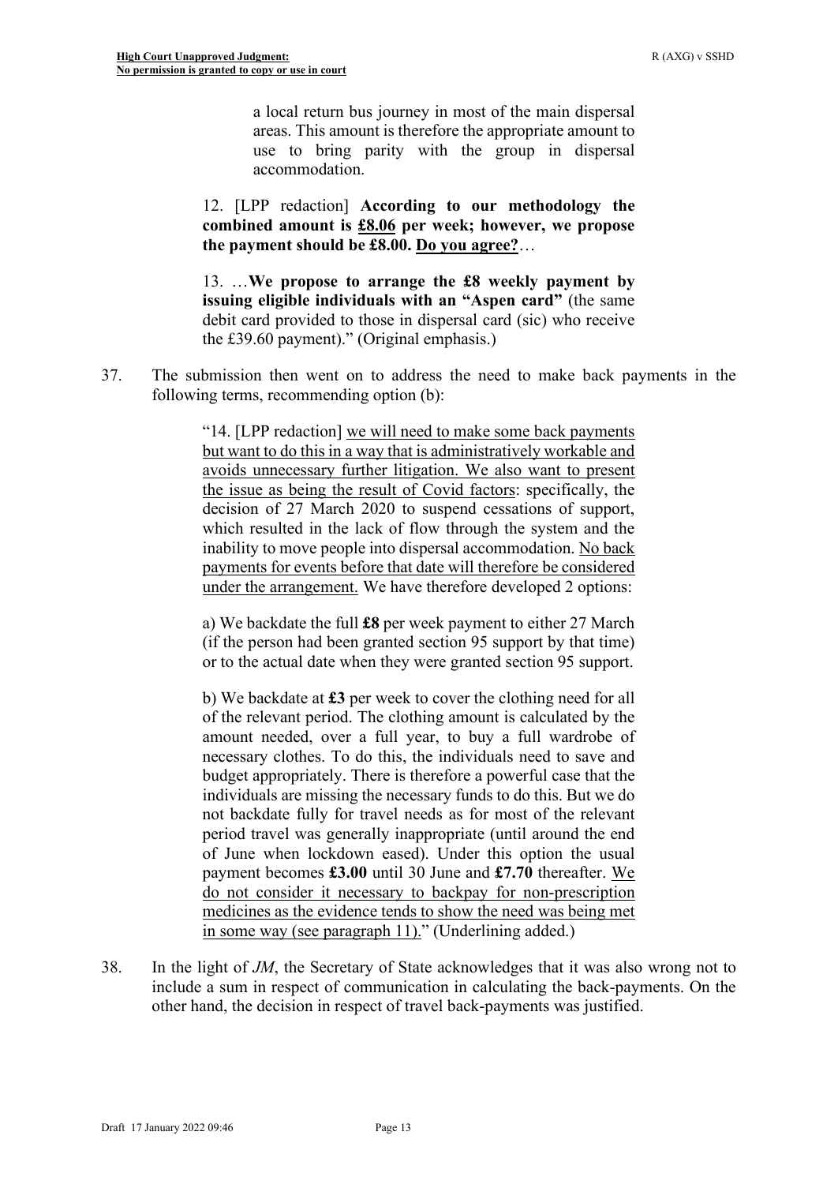> a local return bus journey in most of the main dispersal areas. This amount is therefore the appropriate amount to use to bring parity with the group in dispersal accommodation.
>
> 12. [LPP redaction] **According to our methodology the combined amount is <u>£8.06</u> per week; however, we propose the payment should be £8.00. <u>Do you agree?</u>**…
>
> 13. …**We propose to arrange the £8 weekly payment by issuing eligible individuals with an "Aspen card"** (the same debit card provided to those in dispersal card (sic) who receive the £39.60 payment)." (Original emphasis.)

37. The submission then went on to address the need to make back payments in the following terms, recommending option (b):

> "14. [LPP redaction] <u>we will need to make some back payments but want to do this in a way that is administratively workable and avoids unnecessary further litigation. We also want to present the issue as being the result of Covid factors</u>: specifically, the decision of 27 March 2020 to suspend cessations of support, which resulted in the lack of flow through the system and the inability to move people into dispersal accommodation. <u>No back payments for events before that date will therefore be considered under the arrangement.</u> We have therefore developed 2 options:
>
> a) We backdate the full **£8** per week payment to either 27 March (if the person had been granted section 95 support by that time) or to the actual date when they were granted section 95 support.
>
> b) We backdate at **£3** per week to cover the clothing need for all of the relevant period. The clothing amount is calculated by the amount needed, over a full year, to buy a full wardrobe of necessary clothes. To do this, the individuals need to save and budget appropriately. There is therefore a powerful case that the individuals are missing the necessary funds to do this. But we do not backdate fully for travel needs as for most of the relevant period travel was generally inappropriate (until around the end of June when lockdown eased). Under this option the usual payment becomes **£3.00** until 30 June and **£7.70** thereafter. <u>We do not consider it necessary to backpay for non-prescription medicines as the evidence tends to show the need was being met in some way (see paragraph 11).</u>" (Underlining added.)

38. In the light of *JM*, the Secretary of State acknowledges that it was also wrong not to include a sum in respect of communication in calculating the back-payments. On the other hand, the decision in respect of travel back-payments was justified.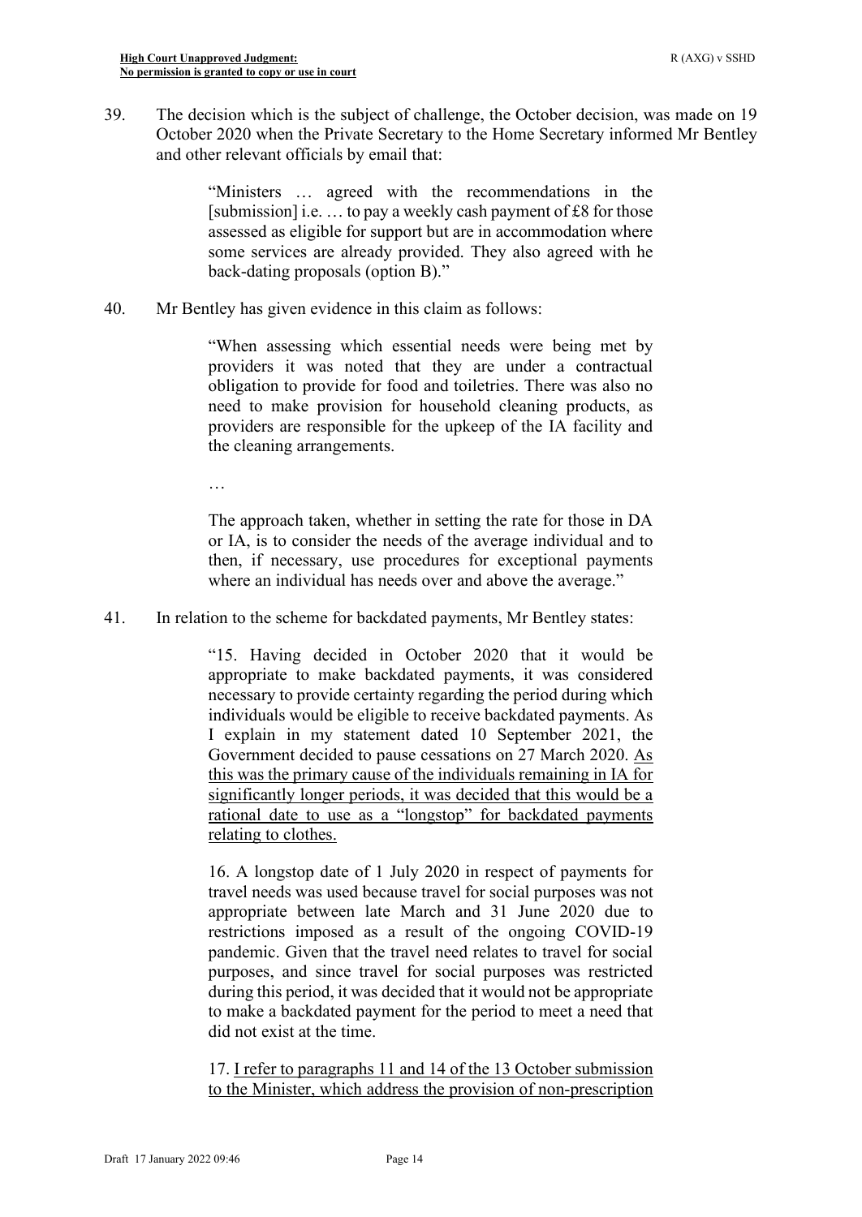39. The decision which is the subject of challenge, the October decision, was made on 19 October 2020 when the Private Secretary to the Home Secretary informed Mr Bentley and other relevant officials by email that:

> "Ministers … agreed with the recommendations in the [submission] i.e. … to pay a weekly cash payment of £8 for those assessed as eligible for support but are in accommodation where some services are already provided. They also agreed with he back-dating proposals (option B)."

40. Mr Bentley has given evidence in this claim as follows:

> "When assessing which essential needs were being met by providers it was noted that they are under a contractual obligation to provide for food and toiletries. There was also no need to make provision for household cleaning products, as providers are responsible for the upkeep of the IA facility and the cleaning arrangements.
>
> …
>
> The approach taken, whether in setting the rate for those in DA or IA, is to consider the needs of the average individual and to then, if necessary, use procedures for exceptional payments where an individual has needs over and above the average."

41. In relation to the scheme for backdated payments, Mr Bentley states:

> "15. Having decided in October 2020 that it would be appropriate to make backdated payments, it was considered necessary to provide certainty regarding the period during which individuals would be eligible to receive backdated payments. As I explain in my statement dated 10 September 2021, the Government decided to pause cessations on 27 March 2020. <u>As this was the primary cause of the individuals remaining in IA for significantly longer periods, it was decided that this would be a rational date to use as a "longstop" for backdated payments relating to clothes.</u>
>
> 16. A longstop date of 1 July 2020 in respect of payments for travel needs was used because travel for social purposes was not appropriate between late March and 31 June 2020 due to restrictions imposed as a result of the ongoing COVID-19 pandemic. Given that the travel need relates to travel for social purposes, and since travel for social purposes was restricted during this period, it was decided that it would not be appropriate to make a backdated payment for the period to meet a need that did not exist at the time.
>
> 17. <u>I refer to paragraphs 11 and 14 of the 13 October submission to the Minister, which address the provision of non-prescription</u>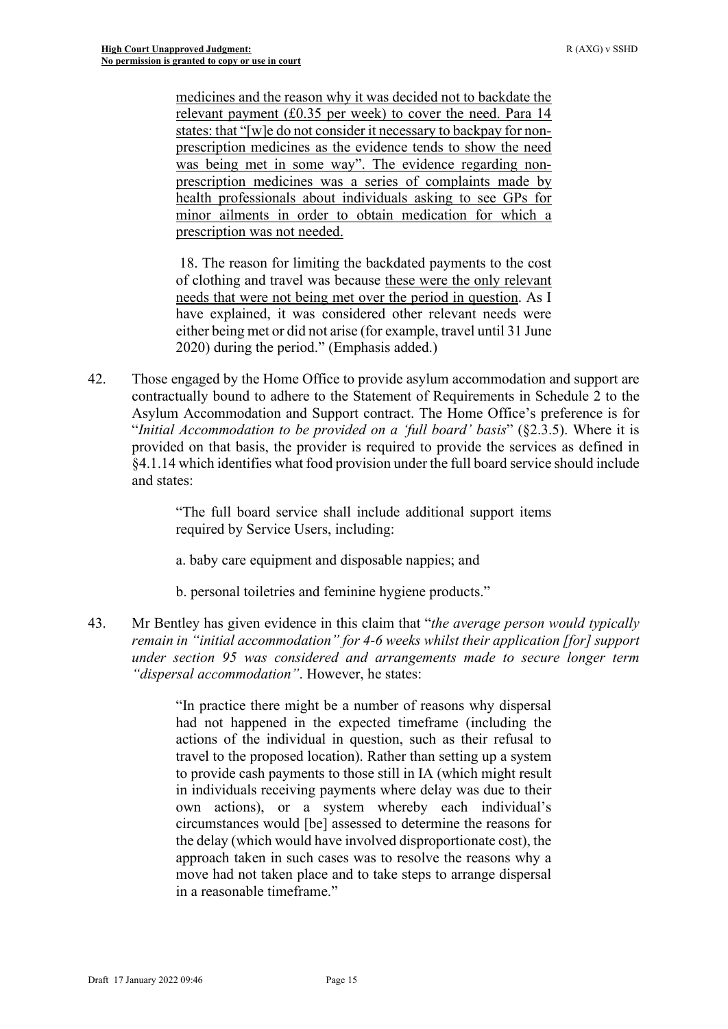> medicines and the reason why it was decided not to backdate the relevant payment (£0.35 per week) to cover the need. Para 14 states: that "[w]e do not consider it necessary to backpay for non-prescription medicines as the evidence tends to show the need was being met in some way". The evidence regarding non-prescription medicines was a series of complaints made by health professionals about individuals asking to see GPs for minor ailments in order to obtain medication for which a prescription was not needed.
>
> 18. The reason for limiting the backdated payments to the cost of clothing and travel was because these were the only relevant needs that were not being met over the period in question. As I have explained, it was considered other relevant needs were either being met or did not arise (for example, travel until 31 June 2020) during the period." (Emphasis added.)

42. Those engaged by the Home Office to provide asylum accommodation and support are contractually bound to adhere to the Statement of Requirements in Schedule 2 to the Asylum Accommodation and Support contract. The Home Office's preference is for "*Initial Accommodation to be provided on a 'full board' basis*" (§2.3.5). Where it is provided on that basis, the provider is required to provide the services as defined in §4.1.14 which identifies what food provision under the full board service should include and states:

> "The full board service shall include additional support items required by Service Users, including:
>
> a. baby care equipment and disposable nappies; and
>
> b. personal toiletries and feminine hygiene products."

43. Mr Bentley has given evidence in this claim that "*the average person would typically remain in "initial accommodation" for 4-6 weeks whilst their application [for] support under section 95 was considered and arrangements made to secure longer term "dispersal accommodation"*. However, he states:

> "In practice there might be a number of reasons why dispersal had not happened in the expected timeframe (including the actions of the individual in question, such as their refusal to travel to the proposed location). Rather than setting up a system to provide cash payments to those still in IA (which might result in individuals receiving payments where delay was due to their own actions), or a system whereby each individual's circumstances would [be] assessed to determine the reasons for the delay (which would have involved disproportionate cost), the approach taken in such cases was to resolve the reasons why a move had not taken place and to take steps to arrange dispersal in a reasonable timeframe."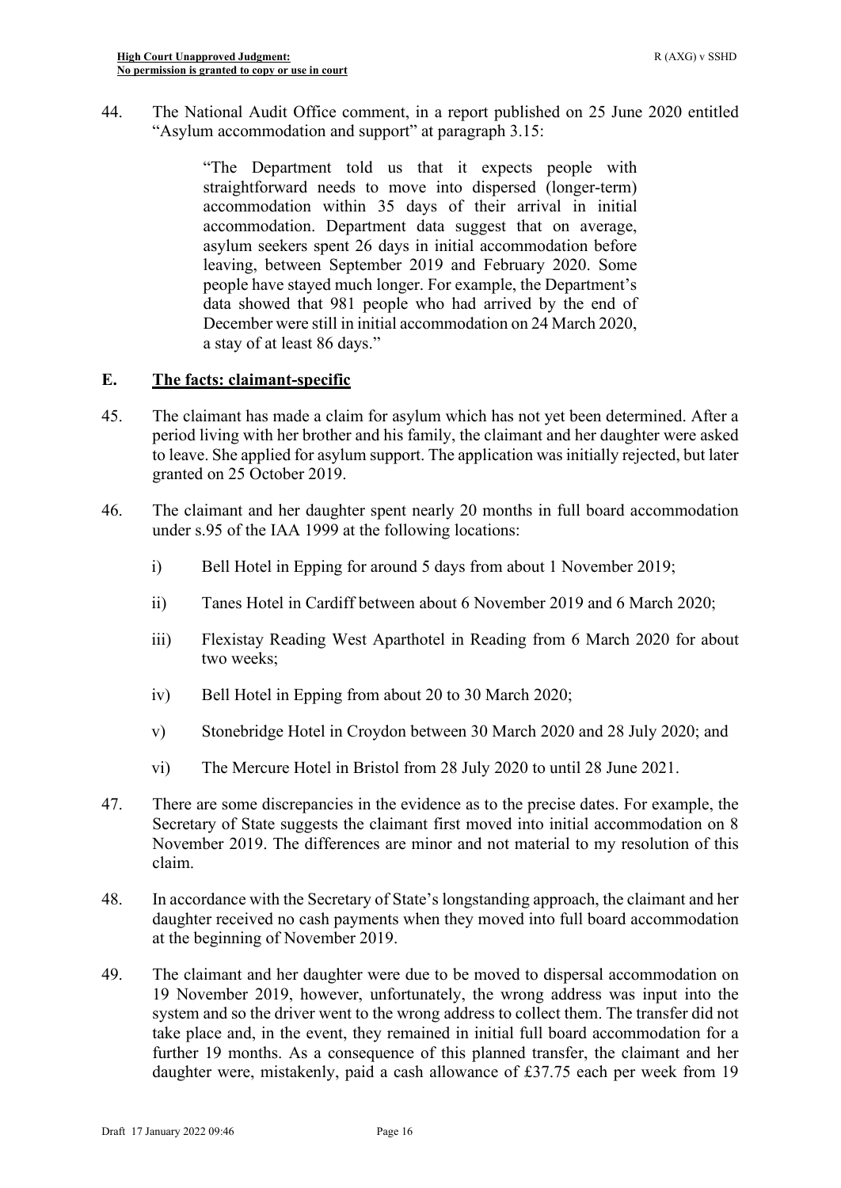44. The National Audit Office comment, in a report published on 25 June 2020 entitled "Asylum accommodation and support" at paragraph 3.15:

> "The Department told us that it expects people with straightforward needs to move into dispersed (longer-term) accommodation within 35 days of their arrival in initial accommodation. Department data suggest that on average, asylum seekers spent 26 days in initial accommodation before leaving, between September 2019 and February 2020. Some people have stayed much longer. For example, the Department's data showed that 981 people who had arrived by the end of December were still in initial accommodation on 24 March 2020, a stay of at least 86 days."

## E. The facts: claimant-specific

45. The claimant has made a claim for asylum which has not yet been determined. After a period living with her brother and his family, the claimant and her daughter were asked to leave. She applied for asylum support. The application was initially rejected, but later granted on 25 October 2019.

46. The claimant and her daughter spent nearly 20 months in full board accommodation under s.95 of the IAA 1999 at the following locations:

    i) Bell Hotel in Epping for around 5 days from about 1 November 2019;

    ii) Tanes Hotel in Cardiff between about 6 November 2019 and 6 March 2020;

    iii) Flexistay Reading West Aparthotel in Reading from 6 March 2020 for about two weeks;

    iv) Bell Hotel in Epping from about 20 to 30 March 2020;

    v) Stonebridge Hotel in Croydon between 30 March 2020 and 28 July 2020; and

    vi) The Mercure Hotel in Bristol from 28 July 2020 to until 28 June 2021.

47. There are some discrepancies in the evidence as to the precise dates. For example, the Secretary of State suggests the claimant first moved into initial accommodation on 8 November 2019. The differences are minor and not material to my resolution of this claim.

48. In accordance with the Secretary of State's longstanding approach, the claimant and her daughter received no cash payments when they moved into full board accommodation at the beginning of November 2019.

49. The claimant and her daughter were due to be moved to dispersal accommodation on 19 November 2019, however, unfortunately, the wrong address was input into the system and so the driver went to the wrong address to collect them. The transfer did not take place and, in the event, they remained in initial full board accommodation for a further 19 months. As a consequence of this planned transfer, the claimant and her daughter were, mistakenly, paid a cash allowance of £37.75 each per week from 19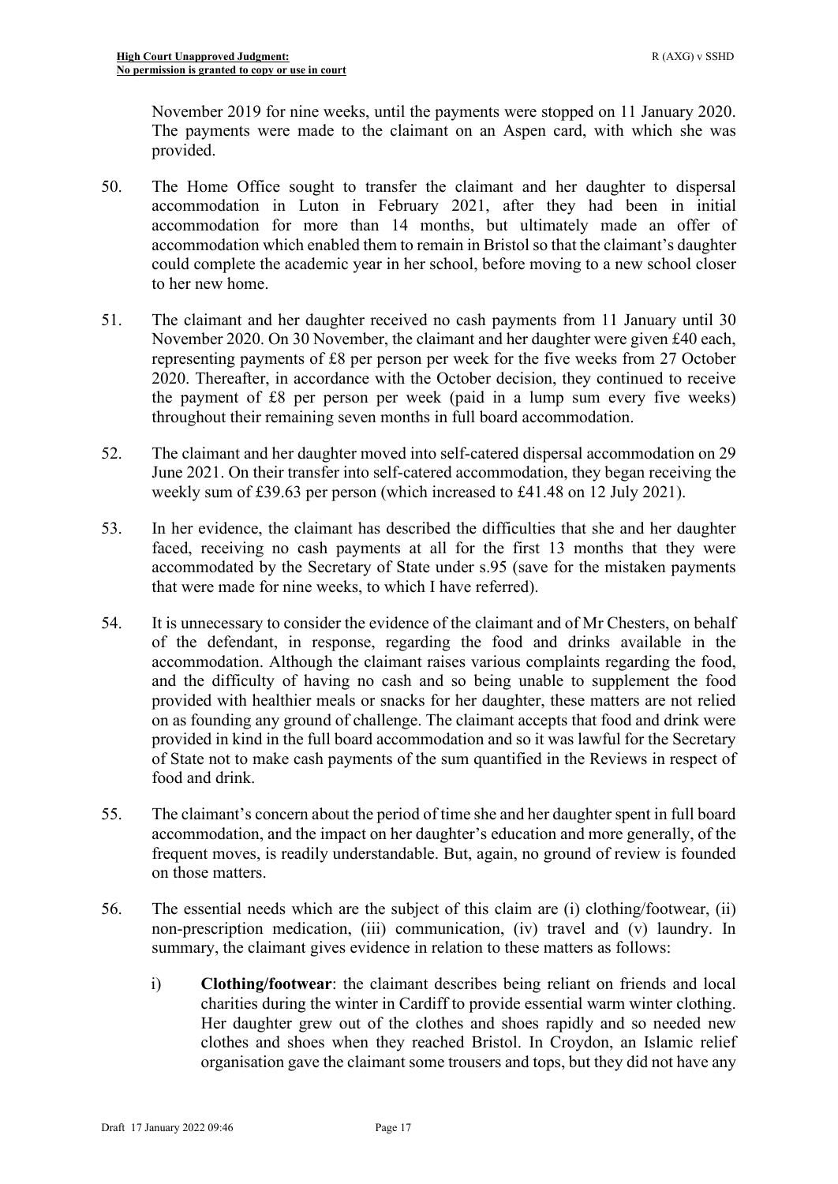November 2019 for nine weeks, until the payments were stopped on 11 January 2020. The payments were made to the claimant on an Aspen card, with which she was provided.

50. The Home Office sought to transfer the claimant and her daughter to dispersal accommodation in Luton in February 2021, after they had been in initial accommodation for more than 14 months, but ultimately made an offer of accommodation which enabled them to remain in Bristol so that the claimant's daughter could complete the academic year in her school, before moving to a new school closer to her new home.

51. The claimant and her daughter received no cash payments from 11 January until 30 November 2020. On 30 November, the claimant and her daughter were given £40 each, representing payments of £8 per person per week for the five weeks from 27 October 2020. Thereafter, in accordance with the October decision, they continued to receive the payment of £8 per person per week (paid in a lump sum every five weeks) throughout their remaining seven months in full board accommodation.

52. The claimant and her daughter moved into self-catered dispersal accommodation on 29 June 2021. On their transfer into self-catered accommodation, they began receiving the weekly sum of £39.63 per person (which increased to £41.48 on 12 July 2021).

53. In her evidence, the claimant has described the difficulties that she and her daughter faced, receiving no cash payments at all for the first 13 months that they were accommodated by the Secretary of State under s.95 (save for the mistaken payments that were made for nine weeks, to which I have referred).

54. It is unnecessary to consider the evidence of the claimant and of Mr Chesters, on behalf of the defendant, in response, regarding the food and drinks available in the accommodation. Although the claimant raises various complaints regarding the food, and the difficulty of having no cash and so being unable to supplement the food provided with healthier meals or snacks for her daughter, these matters are not relied on as founding any ground of challenge. The claimant accepts that food and drink were provided in kind in the full board accommodation and so it was lawful for the Secretary of State not to make cash payments of the sum quantified in the Reviews in respect of food and drink.

55. The claimant's concern about the period of time she and her daughter spent in full board accommodation, and the impact on her daughter's education and more generally, of the frequent moves, is readily understandable. But, again, no ground of review is founded on those matters.

56. The essential needs which are the subject of this claim are (i) clothing/footwear, (ii) non-prescription medication, (iii) communication, (iv) travel and (v) laundry. In summary, the claimant gives evidence in relation to these matters as follows:

    i) **Clothing/footwear**: the claimant describes being reliant on friends and local charities during the winter in Cardiff to provide essential warm winter clothing. Her daughter grew out of the clothes and shoes rapidly and so needed new clothes and shoes when they reached Bristol. In Croydon, an Islamic relief organisation gave the claimant some trousers and tops, but they did not have any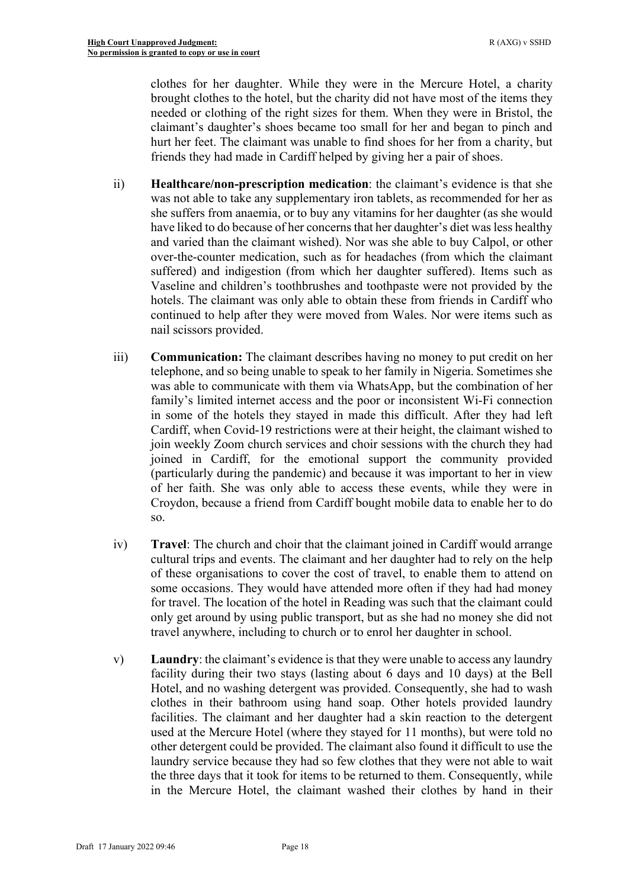clothes for her daughter. While they were in the Mercure Hotel, a charity brought clothes to the hotel, but the charity did not have most of the items they needed or clothing of the right sizes for them. When they were in Bristol, the claimant's daughter's shoes became too small for her and began to pinch and hurt her feet. The claimant was unable to find shoes for her from a charity, but friends they had made in Cardiff helped by giving her a pair of shoes.

ii) **Healthcare/non-prescription medication**: the claimant's evidence is that she was not able to take any supplementary iron tablets, as recommended for her as she suffers from anaemia, or to buy any vitamins for her daughter (as she would have liked to do because of her concerns that her daughter's diet was less healthy and varied than the claimant wished). Nor was she able to buy Calpol, or other over-the-counter medication, such as for headaches (from which the claimant suffered) and indigestion (from which her daughter suffered). Items such as Vaseline and children's toothbrushes and toothpaste were not provided by the hotels. The claimant was only able to obtain these from friends in Cardiff who continued to help after they were moved from Wales. Nor were items such as nail scissors provided.

iii) **Communication:** The claimant describes having no money to put credit on her telephone, and so being unable to speak to her family in Nigeria. Sometimes she was able to communicate with them via WhatsApp, but the combination of her family's limited internet access and the poor or inconsistent Wi-Fi connection in some of the hotels they stayed in made this difficult. After they had left Cardiff, when Covid-19 restrictions were at their height, the claimant wished to join weekly Zoom church services and choir sessions with the church they had joined in Cardiff, for the emotional support the community provided (particularly during the pandemic) and because it was important to her in view of her faith. She was only able to access these events, while they were in Croydon, because a friend from Cardiff bought mobile data to enable her to do so.

iv) **Travel**: The church and choir that the claimant joined in Cardiff would arrange cultural trips and events. The claimant and her daughter had to rely on the help of these organisations to cover the cost of travel, to enable them to attend on some occasions. They would have attended more often if they had had money for travel. The location of the hotel in Reading was such that the claimant could only get around by using public transport, but as she had no money she did not travel anywhere, including to church or to enrol her daughter in school.

v) **Laundry**: the claimant's evidence is that they were unable to access any laundry facility during their two stays (lasting about 6 days and 10 days) at the Bell Hotel, and no washing detergent was provided. Consequently, she had to wash clothes in their bathroom using hand soap. Other hotels provided laundry facilities. The claimant and her daughter had a skin reaction to the detergent used at the Mercure Hotel (where they stayed for 11 months), but were told no other detergent could be provided. The claimant also found it difficult to use the laundry service because they had so few clothes that they were not able to wait the three days that it took for items to be returned to them. Consequently, while in the Mercure Hotel, the claimant washed their clothes by hand in their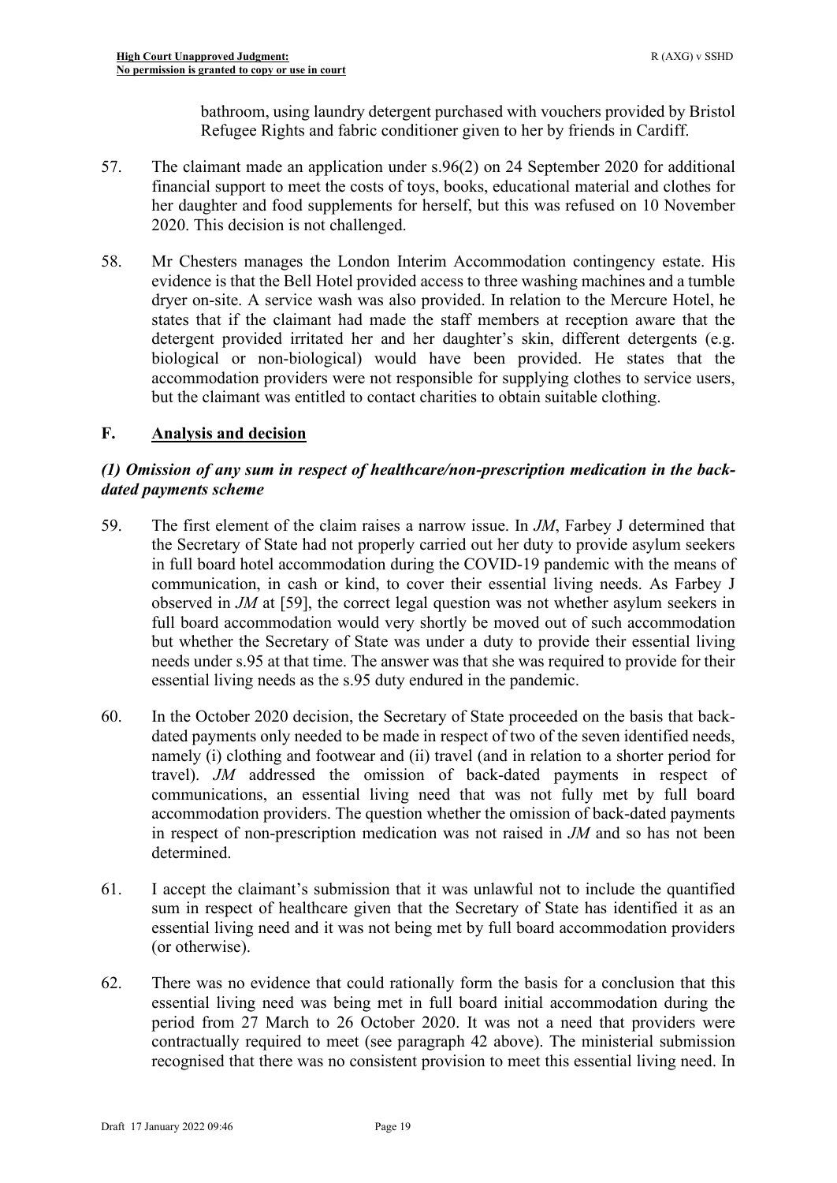bathroom, using laundry detergent purchased with vouchers provided by Bristol Refugee Rights and fabric conditioner given to her by friends in Cardiff.

57. The claimant made an application under s.96(2) on 24 September 2020 for additional financial support to meet the costs of toys, books, educational material and clothes for her daughter and food supplements for herself, but this was refused on 10 November 2020. This decision is not challenged.

58. Mr Chesters manages the London Interim Accommodation contingency estate. His evidence is that the Bell Hotel provided access to three washing machines and a tumble dryer on-site. A service wash was also provided. In relation to the Mercure Hotel, he states that if the claimant had made the staff members at reception aware that the detergent provided irritated her and her daughter's skin, different detergents (e.g. biological or non-biological) would have been provided. He states that the accommodation providers were not responsible for supplying clothes to service users, but the claimant was entitled to contact charities to obtain suitable clothing.

## F. Analysis and decision

### *(1) Omission of any sum in respect of healthcare/non-prescription medication in the back-dated payments scheme*

59. The first element of the claim raises a narrow issue. In *JM*, Farbey J determined that the Secretary of State had not properly carried out her duty to provide asylum seekers in full board hotel accommodation during the COVID-19 pandemic with the means of communication, in cash or kind, to cover their essential living needs. As Farbey J observed in *JM* at [59], the correct legal question was not whether asylum seekers in full board accommodation would very shortly be moved out of such accommodation but whether the Secretary of State was under a duty to provide their essential living needs under s.95 at that time. The answer was that she was required to provide for their essential living needs as the s.95 duty endured in the pandemic.

60. In the October 2020 decision, the Secretary of State proceeded on the basis that back-dated payments only needed to be made in respect of two of the seven identified needs, namely (i) clothing and footwear and (ii) travel (and in relation to a shorter period for travel). *JM* addressed the omission of back-dated payments in respect of communications, an essential living need that was not fully met by full board accommodation providers. The question whether the omission of back-dated payments in respect of non-prescription medication was not raised in *JM* and so has not been determined.

61. I accept the claimant's submission that it was unlawful not to include the quantified sum in respect of healthcare given that the Secretary of State has identified it as an essential living need and it was not being met by full board accommodation providers (or otherwise).

62. There was no evidence that could rationally form the basis for a conclusion that this essential living need was being met in full board initial accommodation during the period from 27 March to 26 October 2020. It was not a need that providers were contractually required to meet (see paragraph 42 above). The ministerial submission recognised that there was no consistent provision to meet this essential living need. In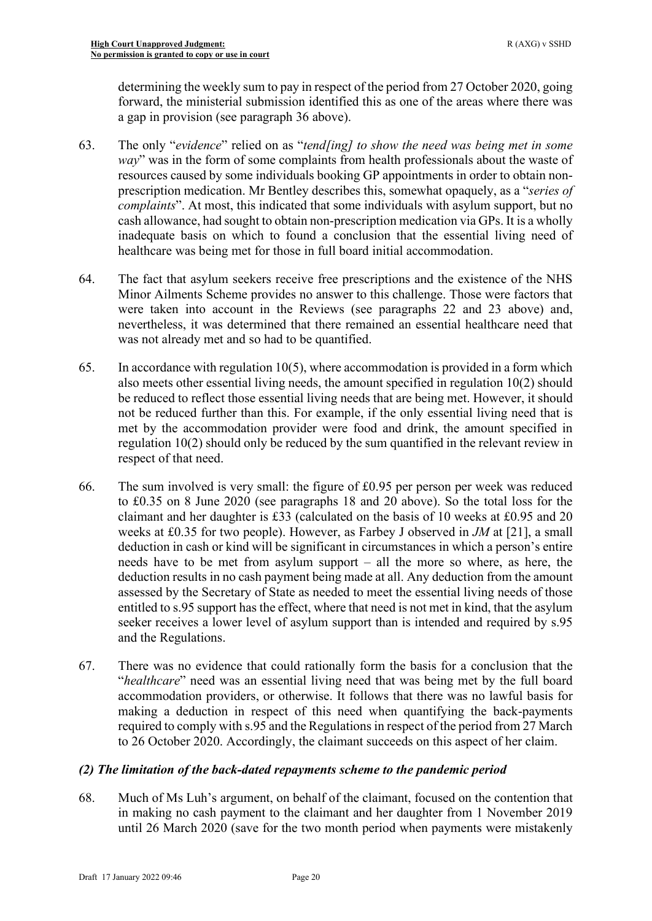determining the weekly sum to pay in respect of the period from 27 October 2020, going forward, the ministerial submission identified this as one of the areas where there was a gap in provision (see paragraph 36 above).

63. The only "*evidence*" relied on as "*tend[ing] to show the need was being met in some way*" was in the form of some complaints from health professionals about the waste of resources caused by some individuals booking GP appointments in order to obtain non-prescription medication. Mr Bentley describes this, somewhat opaquely, as a "*series of complaints*". At most, this indicated that some individuals with asylum support, but no cash allowance, had sought to obtain non-prescription medication via GPs. It is a wholly inadequate basis on which to found a conclusion that the essential living need of healthcare was being met for those in full board initial accommodation.

64. The fact that asylum seekers receive free prescriptions and the existence of the NHS Minor Ailments Scheme provides no answer to this challenge. Those were factors that were taken into account in the Reviews (see paragraphs 22 and 23 above) and, nevertheless, it was determined that there remained an essential healthcare need that was not already met and so had to be quantified.

65. In accordance with regulation 10(5), where accommodation is provided in a form which also meets other essential living needs, the amount specified in regulation 10(2) should be reduced to reflect those essential living needs that are being met. However, it should not be reduced further than this. For example, if the only essential living need that is met by the accommodation provider were food and drink, the amount specified in regulation 10(2) should only be reduced by the sum quantified in the relevant review in respect of that need.

66. The sum involved is very small: the figure of £0.95 per person per week was reduced to £0.35 on 8 June 2020 (see paragraphs 18 and 20 above). So the total loss for the claimant and her daughter is £33 (calculated on the basis of 10 weeks at £0.95 and 20 weeks at £0.35 for two people). However, as Farbey J observed in *JM* at [21], a small deduction in cash or kind will be significant in circumstances in which a person's entire needs have to be met from asylum support – all the more so where, as here, the deduction results in no cash payment being made at all. Any deduction from the amount assessed by the Secretary of State as needed to meet the essential living needs of those entitled to s.95 support has the effect, where that need is not met in kind, that the asylum seeker receives a lower level of asylum support than is intended and required by s.95 and the Regulations.

67. There was no evidence that could rationally form the basis for a conclusion that the "*healthcare*" need was an essential living need that was being met by the full board accommodation providers, or otherwise. It follows that there was no lawful basis for making a deduction in respect of this need when quantifying the back-payments required to comply with s.95 and the Regulations in respect of the period from 27 March to 26 October 2020. Accordingly, the claimant succeeds on this aspect of her claim.

### *(2) The limitation of the back-dated repayments scheme to the pandemic period*

68. Much of Ms Luh's argument, on behalf of the claimant, focused on the contention that in making no cash payment to the claimant and her daughter from 1 November 2019 until 26 March 2020 (save for the two month period when payments were mistakenly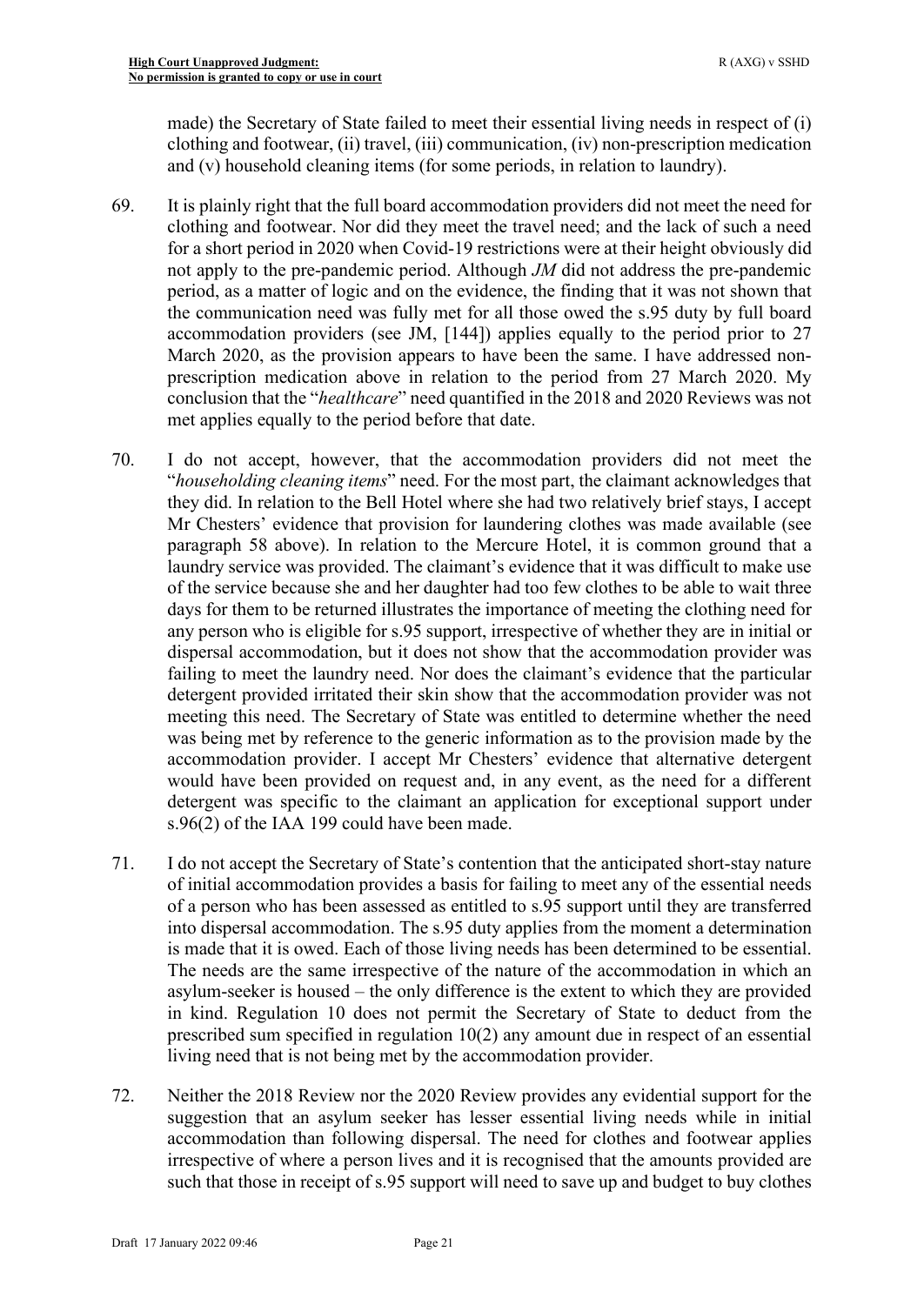made) the Secretary of State failed to meet their essential living needs in respect of (i) clothing and footwear, (ii) travel, (iii) communication, (iv) non-prescription medication and (v) household cleaning items (for some periods, in relation to laundry).

69. It is plainly right that the full board accommodation providers did not meet the need for clothing and footwear. Nor did they meet the travel need; and the lack of such a need for a short period in 2020 when Covid-19 restrictions were at their height obviously did not apply to the pre-pandemic period. Although *JM* did not address the pre-pandemic period, as a matter of logic and on the evidence, the finding that it was not shown that the communication need was fully met for all those owed the s.95 duty by full board accommodation providers (see JM, [144]) applies equally to the period prior to 27 March 2020, as the provision appears to have been the same. I have addressed non-prescription medication above in relation to the period from 27 March 2020. My conclusion that the "*healthcare*" need quantified in the 2018 and 2020 Reviews was not met applies equally to the period before that date.

70. I do not accept, however, that the accommodation providers did not meet the "*householding cleaning items*" need. For the most part, the claimant acknowledges that they did. In relation to the Bell Hotel where she had two relatively brief stays, I accept Mr Chesters' evidence that provision for laundering clothes was made available (see paragraph 58 above). In relation to the Mercure Hotel, it is common ground that a laundry service was provided. The claimant's evidence that it was difficult to make use of the service because she and her daughter had too few clothes to be able to wait three days for them to be returned illustrates the importance of meeting the clothing need for any person who is eligible for s.95 support, irrespective of whether they are in initial or dispersal accommodation, but it does not show that the accommodation provider was failing to meet the laundry need. Nor does the claimant's evidence that the particular detergent provided irritated their skin show that the accommodation provider was not meeting this need. The Secretary of State was entitled to determine whether the need was being met by reference to the generic information as to the provision made by the accommodation provider. I accept Mr Chesters' evidence that alternative detergent would have been provided on request and, in any event, as the need for a different detergent was specific to the claimant an application for exceptional support under s.96(2) of the IAA 199 could have been made.

71. I do not accept the Secretary of State's contention that the anticipated short-stay nature of initial accommodation provides a basis for failing to meet any of the essential needs of a person who has been assessed as entitled to s.95 support until they are transferred into dispersal accommodation. The s.95 duty applies from the moment a determination is made that it is owed. Each of those living needs has been determined to be essential. The needs are the same irrespective of the nature of the accommodation in which an asylum-seeker is housed – the only difference is the extent to which they are provided in kind. Regulation 10 does not permit the Secretary of State to deduct from the prescribed sum specified in regulation 10(2) any amount due in respect of an essential living need that is not being met by the accommodation provider.

72. Neither the 2018 Review nor the 2020 Review provides any evidential support for the suggestion that an asylum seeker has lesser essential living needs while in initial accommodation than following dispersal. The need for clothes and footwear applies irrespective of where a person lives and it is recognised that the amounts provided are such that those in receipt of s.95 support will need to save up and budget to buy clothes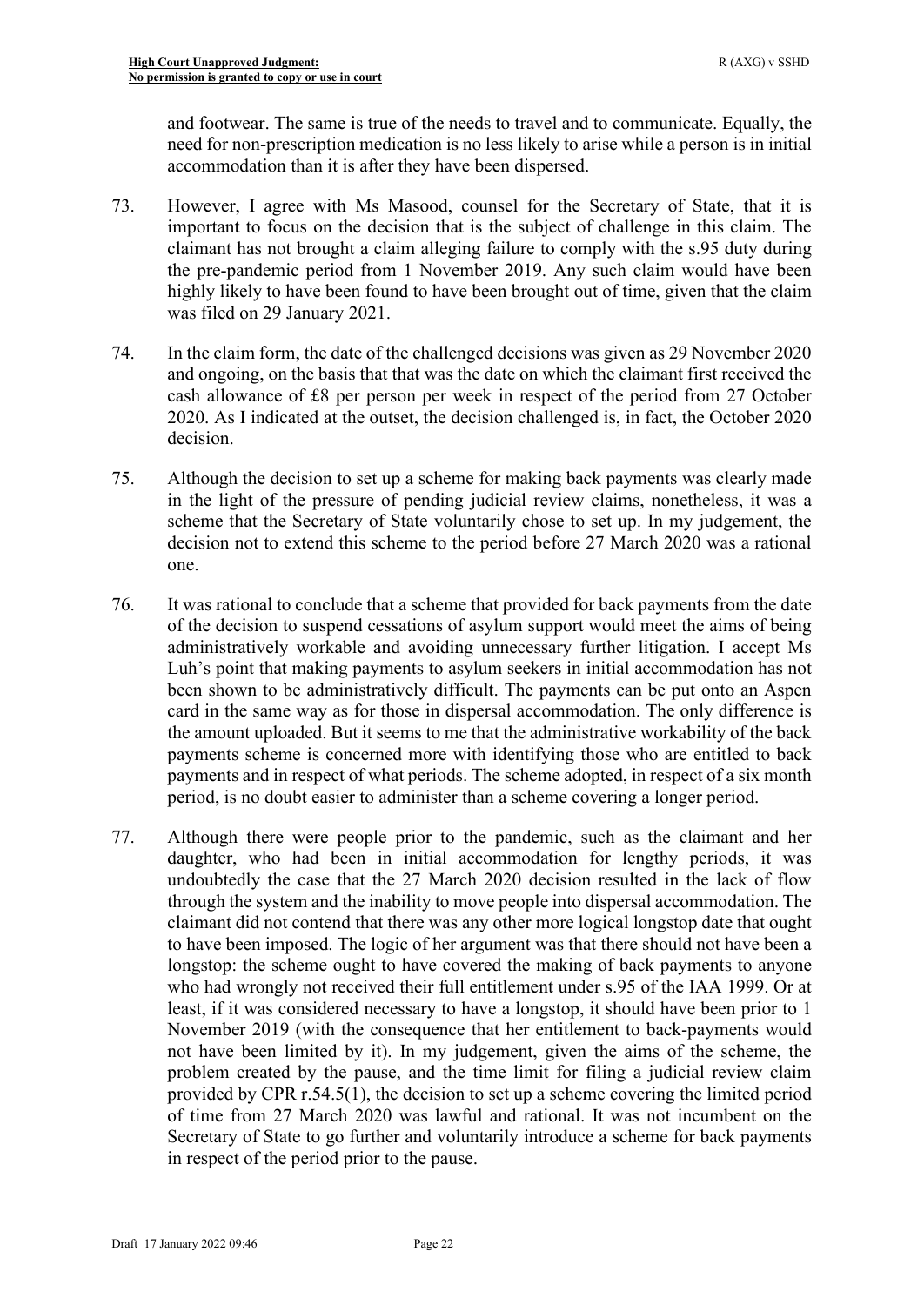and footwear. The same is true of the needs to travel and to communicate. Equally, the need for non-prescription medication is no less likely to arise while a person is in initial accommodation than it is after they have been dispersed.

73. However, I agree with Ms Masood, counsel for the Secretary of State, that it is important to focus on the decision that is the subject of challenge in this claim. The claimant has not brought a claim alleging failure to comply with the s.95 duty during the pre-pandemic period from 1 November 2019. Any such claim would have been highly likely to have been found to have been brought out of time, given that the claim was filed on 29 January 2021.

74. In the claim form, the date of the challenged decisions was given as 29 November 2020 and ongoing, on the basis that that was the date on which the claimant first received the cash allowance of £8 per person per week in respect of the period from 27 October 2020. As I indicated at the outset, the decision challenged is, in fact, the October 2020 decision.

75. Although the decision to set up a scheme for making back payments was clearly made in the light of the pressure of pending judicial review claims, nonetheless, it was a scheme that the Secretary of State voluntarily chose to set up. In my judgement, the decision not to extend this scheme to the period before 27 March 2020 was a rational one.

76. It was rational to conclude that a scheme that provided for back payments from the date of the decision to suspend cessations of asylum support would meet the aims of being administratively workable and avoiding unnecessary further litigation. I accept Ms Luh's point that making payments to asylum seekers in initial accommodation has not been shown to be administratively difficult. The payments can be put onto an Aspen card in the same way as for those in dispersal accommodation. The only difference is the amount uploaded. But it seems to me that the administrative workability of the back payments scheme is concerned more with identifying those who are entitled to back payments and in respect of what periods. The scheme adopted, in respect of a six month period, is no doubt easier to administer than a scheme covering a longer period.

77. Although there were people prior to the pandemic, such as the claimant and her daughter, who had been in initial accommodation for lengthy periods, it was undoubtedly the case that the 27 March 2020 decision resulted in the lack of flow through the system and the inability to move people into dispersal accommodation. The claimant did not contend that there was any other more logical longstop date that ought to have been imposed. The logic of her argument was that there should not have been a longstop: the scheme ought to have covered the making of back payments to anyone who had wrongly not received their full entitlement under s.95 of the IAA 1999. Or at least, if it was considered necessary to have a longstop, it should have been prior to 1 November 2019 (with the consequence that her entitlement to back-payments would not have been limited by it). In my judgement, given the aims of the scheme, the problem created by the pause, and the time limit for filing a judicial review claim provided by CPR r.54.5(1), the decision to set up a scheme covering the limited period of time from 27 March 2020 was lawful and rational. It was not incumbent on the Secretary of State to go further and voluntarily introduce a scheme for back payments in respect of the period prior to the pause.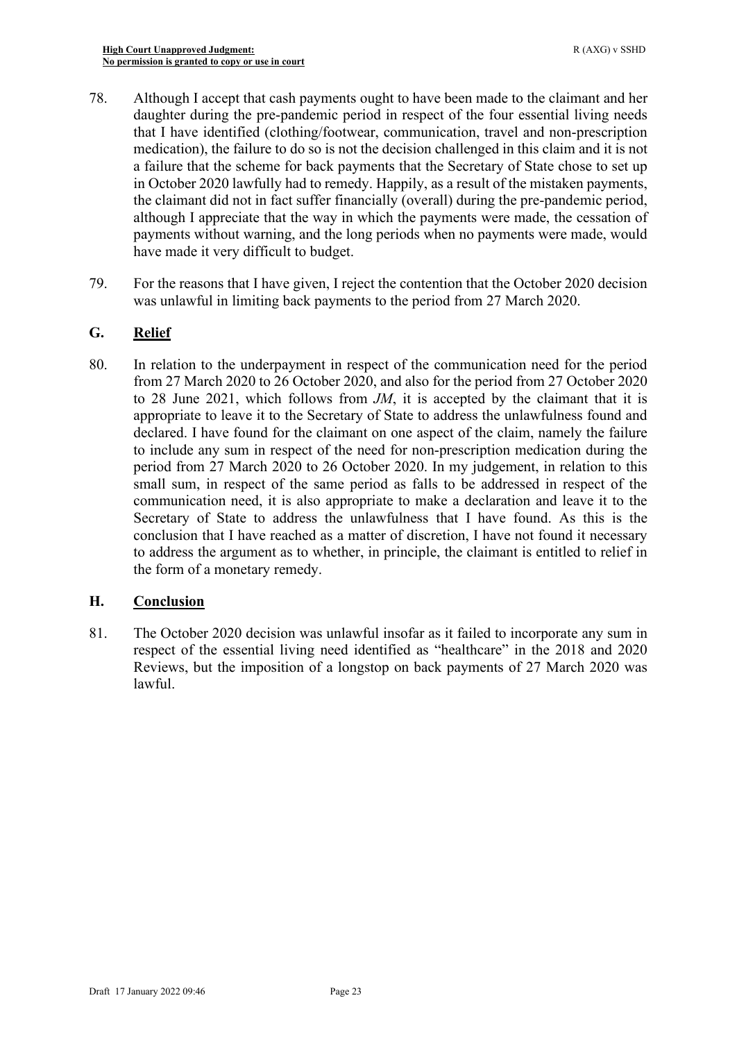78. Although I accept that cash payments ought to have been made to the claimant and her daughter during the pre-pandemic period in respect of the four essential living needs that I have identified (clothing/footwear, communication, travel and non-prescription medication), the failure to do so is not the decision challenged in this claim and it is not a failure that the scheme for back payments that the Secretary of State chose to set up in October 2020 lawfully had to remedy. Happily, as a result of the mistaken payments, the claimant did not in fact suffer financially (overall) during the pre-pandemic period, although I appreciate that the way in which the payments were made, the cessation of payments without warning, and the long periods when no payments were made, would have made it very difficult to budget.

79. For the reasons that I have given, I reject the contention that the October 2020 decision was unlawful in limiting back payments to the period from 27 March 2020.

## G. Relief

80. In relation to the underpayment in respect of the communication need for the period from 27 March 2020 to 26 October 2020, and also for the period from 27 October 2020 to 28 June 2021, which follows from *JM*, it is accepted by the claimant that it is appropriate to leave it to the Secretary of State to address the unlawfulness found and declared. I have found for the claimant on one aspect of the claim, namely the failure to include any sum in respect of the need for non-prescription medication during the period from 27 March 2020 to 26 October 2020. In my judgement, in relation to this small sum, in respect of the same period as falls to be addressed in respect of the communication need, it is also appropriate to make a declaration and leave it to the Secretary of State to address the unlawfulness that I have found. As this is the conclusion that I have reached as a matter of discretion, I have not found it necessary to address the argument as to whether, in principle, the claimant is entitled to relief in the form of a monetary remedy.

## H. Conclusion

81. The October 2020 decision was unlawful insofar as it failed to incorporate any sum in respect of the essential living need identified as "healthcare" in the 2018 and 2020 Reviews, but the imposition of a longstop on back payments of 27 March 2020 was lawful.